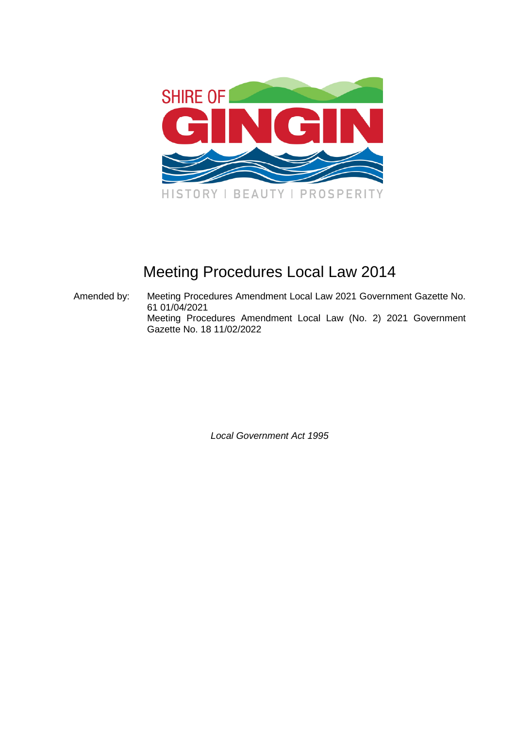SHIRE OF GINGIN

HISTORY | BEAUTY | PROSPERITY

# Meeting Procedures Local Law 2014

Amended by: Meeting Procedures Amendment Local Law 2021 Government Gazette No. 61 01/04/2021
Meeting Procedures Amendment Local Law (No. 2) 2021 Government Gazette No. 18 11/02/2022

*Local Government Act 1995*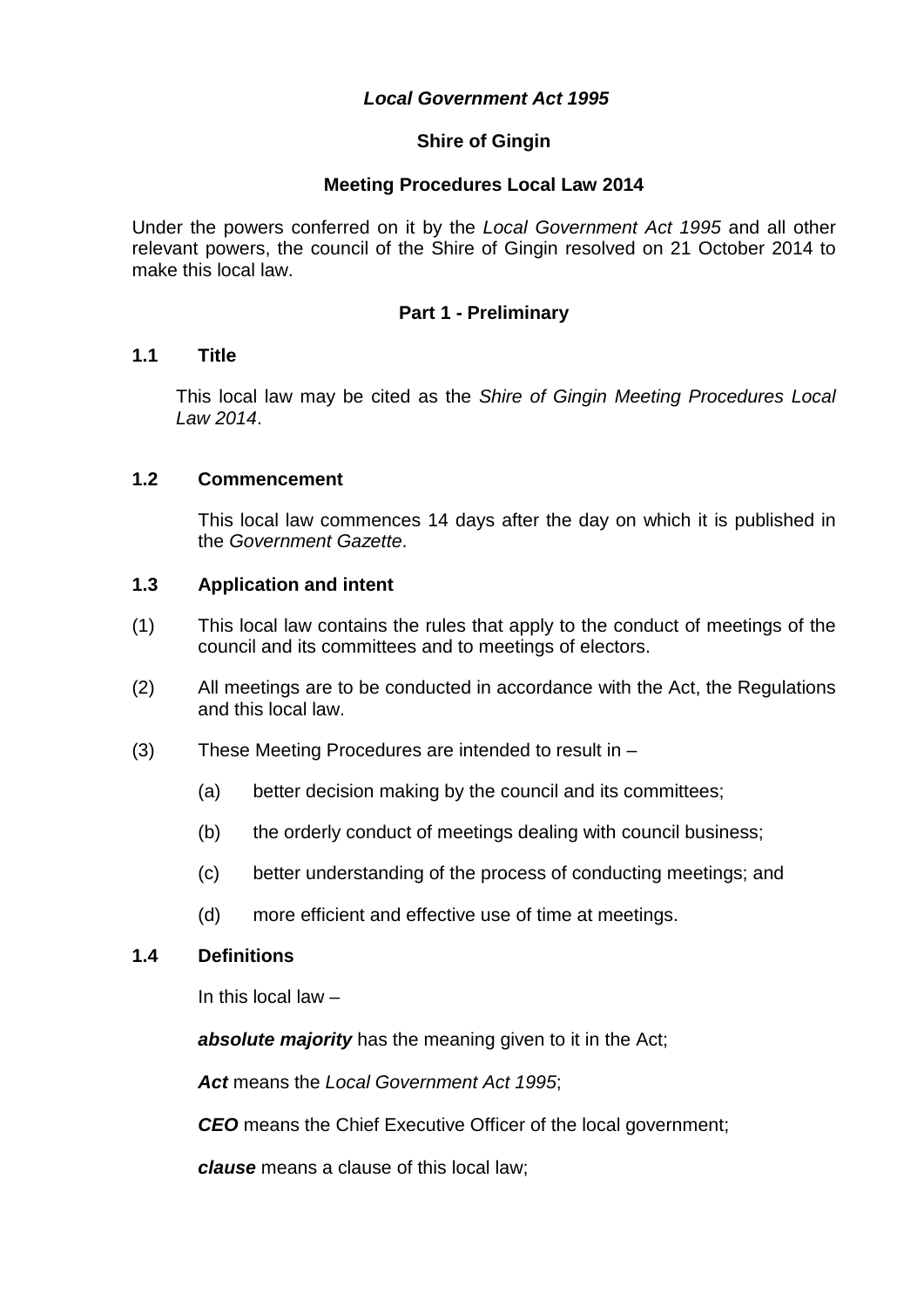***Local Government Act 1995***

**Shire of Gingin**

**Meeting Procedures Local Law 2014**

Under the powers conferred on it by the *Local Government Act 1995* and all other relevant powers, the council of the Shire of Gingin resolved on 21 October 2014 to make this local law.

## Part 1 - Preliminary

### 1.1 Title

This local law may be cited as the *Shire of Gingin Meeting Procedures Local Law 2014*.

### 1.2 Commencement

This local law commences 14 days after the day on which it is published in the *Government Gazette*.

### 1.3 Application and intent

(1) This local law contains the rules that apply to the conduct of meetings of the council and its committees and to meetings of electors.

(2) All meetings are to be conducted in accordance with the Act, the Regulations and this local law.

(3) These Meeting Procedures are intended to result in –

- (a) better decision making by the council and its committees;
- (b) the orderly conduct of meetings dealing with council business;
- (c) better understanding of the process of conducting meetings; and
- (d) more efficient and effective use of time at meetings.

### 1.4 Definitions

In this local law –

***absolute majority*** has the meaning given to it in the Act;

***Act*** means the *Local Government Act 1995*;

***CEO*** means the Chief Executive Officer of the local government;

***clause*** means a clause of this local law;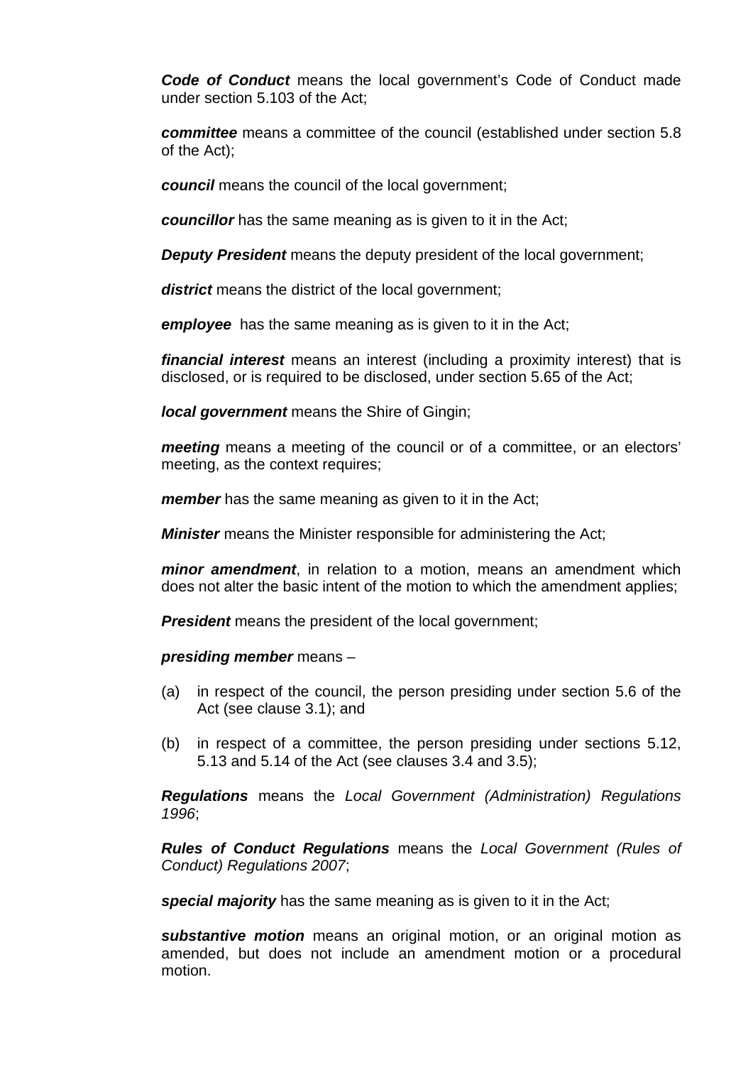***Code of Conduct*** means the local government's Code of Conduct made under section 5.103 of the Act;

***committee*** means a committee of the council (established under section 5.8 of the Act);

***council*** means the council of the local government;

***councillor*** has the same meaning as is given to it in the Act;

***Deputy President*** means the deputy president of the local government;

***district*** means the district of the local government;

***employee*** has the same meaning as is given to it in the Act;

***financial interest*** means an interest (including a proximity interest) that is disclosed, or is required to be disclosed, under section 5.65 of the Act;

***local government*** means the Shire of Gingin;

***meeting*** means a meeting of the council or of a committee, or an electors' meeting, as the context requires;

***member*** has the same meaning as given to it in the Act;

***Minister*** means the Minister responsible for administering the Act;

***minor amendment***, in relation to a motion, means an amendment which does not alter the basic intent of the motion to which the amendment applies;

***President*** means the president of the local government;

***presiding member*** means –

(a) in respect of the council, the person presiding under section 5.6 of the Act (see clause 3.1); and

(b) in respect of a committee, the person presiding under sections 5.12, 5.13 and 5.14 of the Act (see clauses 3.4 and 3.5);

***Regulations*** means the *Local Government (Administration) Regulations 1996*;

***Rules of Conduct Regulations*** means the *Local Government (Rules of Conduct) Regulations 2007*;

***special majority*** has the same meaning as is given to it in the Act;

***substantive motion*** means an original motion, or an original motion as amended, but does not include an amendment motion or a procedural motion.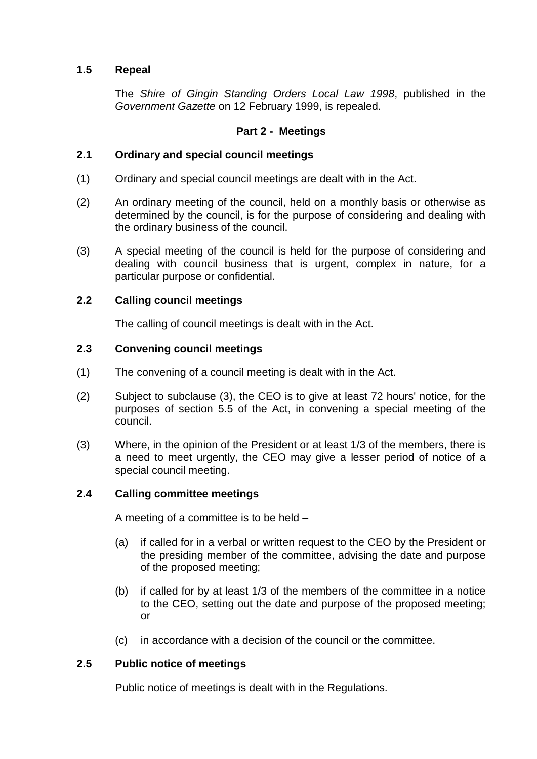### 1.5 Repeal

The *Shire of Gingin Standing Orders Local Law 1998*, published in the *Government Gazette* on 12 February 1999, is repealed.

## Part 2 - Meetings

### 2.1 Ordinary and special council meetings

(1) Ordinary and special council meetings are dealt with in the Act.

(2) An ordinary meeting of the council, held on a monthly basis or otherwise as determined by the council, is for the purpose of considering and dealing with the ordinary business of the council.

(3) A special meeting of the council is held for the purpose of considering and dealing with council business that is urgent, complex in nature, for a particular purpose or confidential.

### 2.2 Calling council meetings

The calling of council meetings is dealt with in the Act.

### 2.3 Convening council meetings

(1) The convening of a council meeting is dealt with in the Act.

(2) Subject to subclause (3), the CEO is to give at least 72 hours' notice, for the purposes of section 5.5 of the Act, in convening a special meeting of the council.

(3) Where, in the opinion of the President or at least 1/3 of the members, there is a need to meet urgently, the CEO may give a lesser period of notice of a special council meeting.

### 2.4 Calling committee meetings

A meeting of a committee is to be held –

(a) if called for in a verbal or written request to the CEO by the President or the presiding member of the committee, advising the date and purpose of the proposed meeting;

(b) if called for by at least 1/3 of the members of the committee in a notice to the CEO, setting out the date and purpose of the proposed meeting; or

(c) in accordance with a decision of the council or the committee.

### 2.5 Public notice of meetings

Public notice of meetings is dealt with in the Regulations.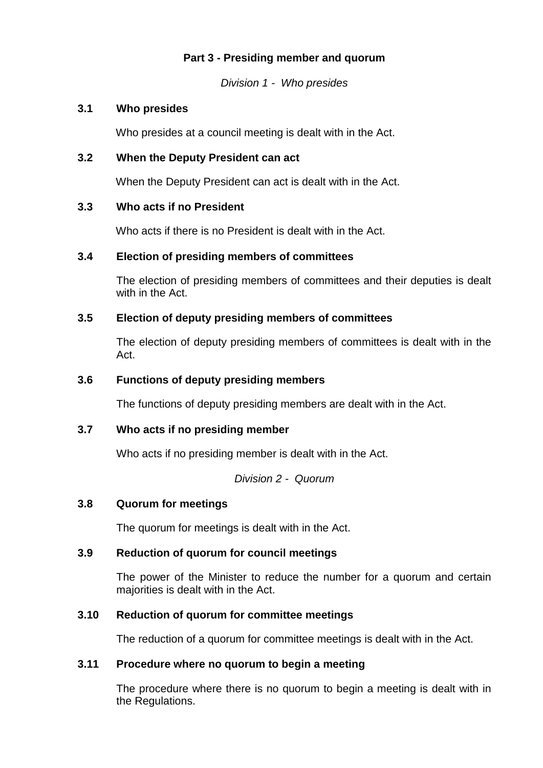## Part 3 - Presiding member and quorum

*Division 1 - Who presides*

### 3.1 Who presides

Who presides at a council meeting is dealt with in the Act.

### 3.2 When the Deputy President can act

When the Deputy President can act is dealt with in the Act.

### 3.3 Who acts if no President

Who acts if there is no President is dealt with in the Act.

### 3.4 Election of presiding members of committees

The election of presiding members of committees and their deputies is dealt with in the Act.

### 3.5 Election of deputy presiding members of committees

The election of deputy presiding members of committees is dealt with in the Act.

### 3.6 Functions of deputy presiding members

The functions of deputy presiding members are dealt with in the Act.

### 3.7 Who acts if no presiding member

Who acts if no presiding member is dealt with in the Act.

*Division 2 - Quorum*

### 3.8 Quorum for meetings

The quorum for meetings is dealt with in the Act.

### 3.9 Reduction of quorum for council meetings

The power of the Minister to reduce the number for a quorum and certain majorities is dealt with in the Act.

### 3.10 Reduction of quorum for committee meetings

The reduction of a quorum for committee meetings is dealt with in the Act.

### 3.11 Procedure where no quorum to begin a meeting

The procedure where there is no quorum to begin a meeting is dealt with in the Regulations.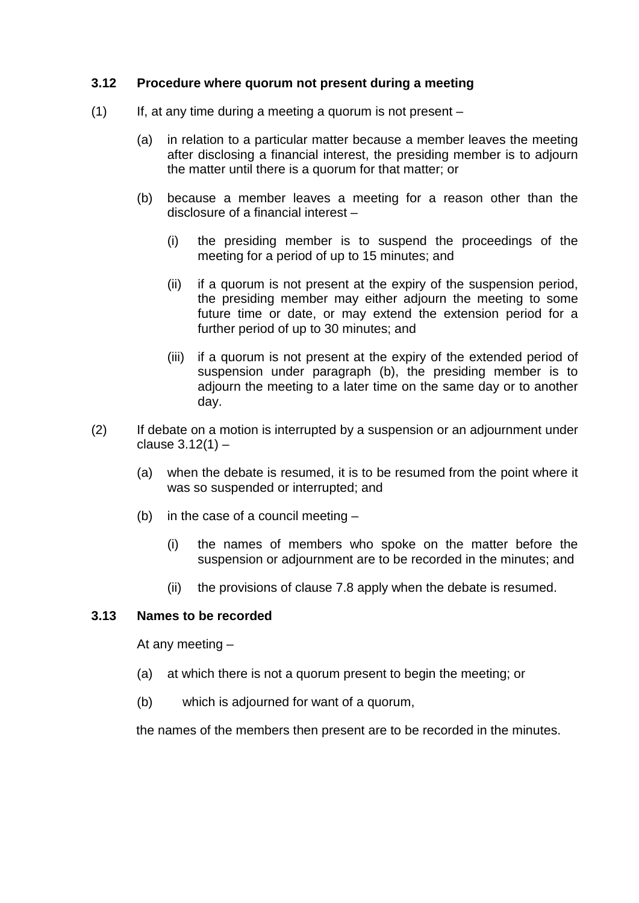### 3.12 Procedure where quorum not present during a meeting

(1) If, at any time during a meeting a quorum is not present –

(a) in relation to a particular matter because a member leaves the meeting after disclosing a financial interest, the presiding member is to adjourn the matter until there is a quorum for that matter; or

(b) because a member leaves a meeting for a reason other than the disclosure of a financial interest –

(i) the presiding member is to suspend the proceedings of the meeting for a period of up to 15 minutes; and

(ii) if a quorum is not present at the expiry of the suspension period, the presiding member may either adjourn the meeting to some future time or date, or may extend the extension period for a further period of up to 30 minutes; and

(iii) if a quorum is not present at the expiry of the extended period of suspension under paragraph (b), the presiding member is to adjourn the meeting to a later time on the same day or to another day.

(2) If debate on a motion is interrupted by a suspension or an adjournment under clause 3.12(1) –

(a) when the debate is resumed, it is to be resumed from the point where it was so suspended or interrupted; and

(b) in the case of a council meeting –

(i) the names of members who spoke on the matter before the suspension or adjournment are to be recorded in the minutes; and

(ii) the provisions of clause 7.8 apply when the debate is resumed.

### 3.13 Names to be recorded

At any meeting –

(a) at which there is not a quorum present to begin the meeting; or

(b) which is adjourned for want of a quorum,

the names of the members then present are to be recorded in the minutes.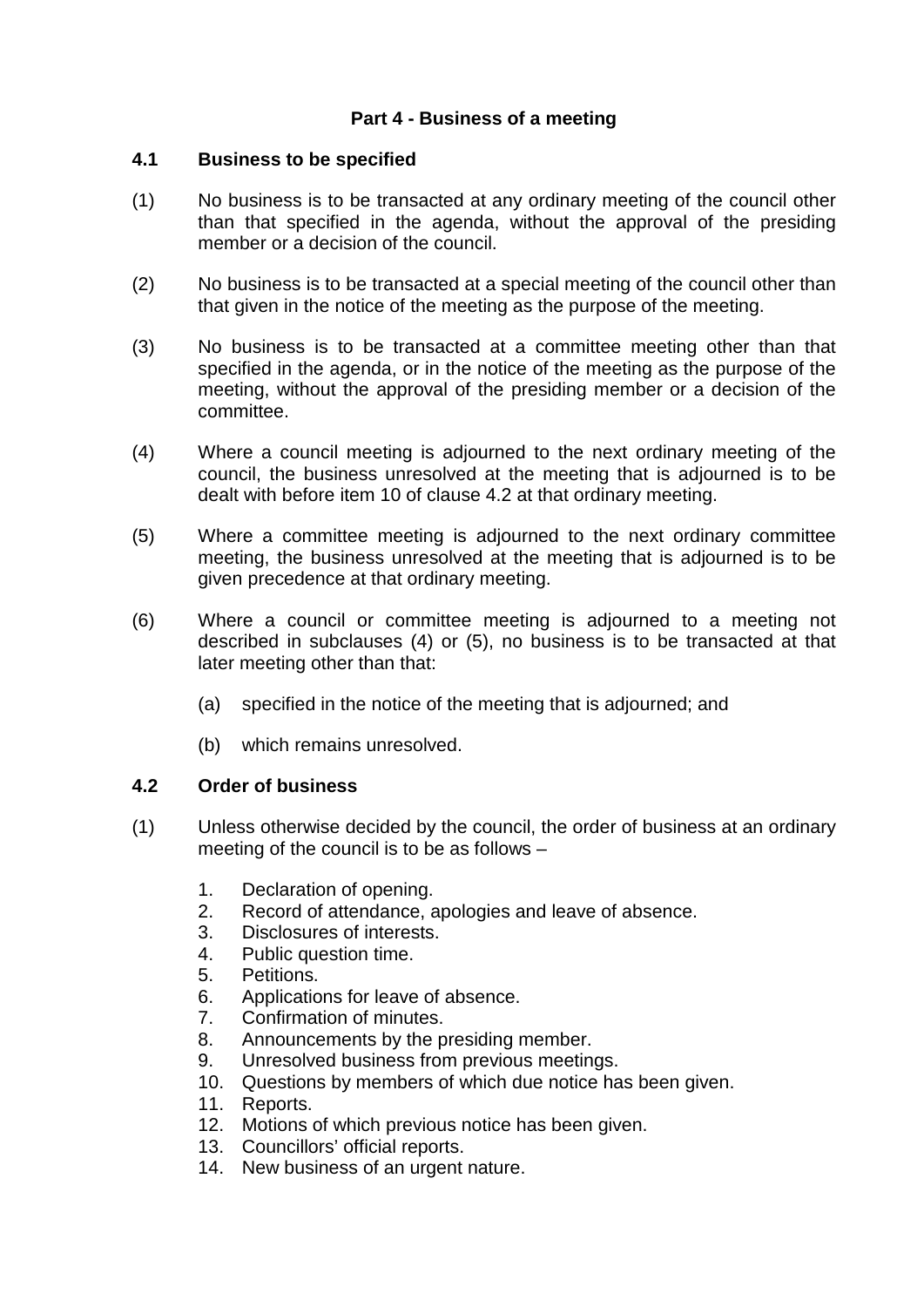## Part 4 - Business of a meeting

### 4.1 Business to be specified

(1) No business is to be transacted at any ordinary meeting of the council other than that specified in the agenda, without the approval of the presiding member or a decision of the council.

(2) No business is to be transacted at a special meeting of the council other than that given in the notice of the meeting as the purpose of the meeting.

(3) No business is to be transacted at a committee meeting other than that specified in the agenda, or in the notice of the meeting as the purpose of the meeting, without the approval of the presiding member or a decision of the committee.

(4) Where a council meeting is adjourned to the next ordinary meeting of the council, the business unresolved at the meeting that is adjourned is to be dealt with before item 10 of clause 4.2 at that ordinary meeting.

(5) Where a committee meeting is adjourned to the next ordinary committee meeting, the business unresolved at the meeting that is adjourned is to be given precedence at that ordinary meeting.

(6) Where a council or committee meeting is adjourned to a meeting not described in subclauses (4) or (5), no business is to be transacted at that later meeting other than that:

  (a) specified in the notice of the meeting that is adjourned; and

  (b) which remains unresolved.

### 4.2 Order of business

(1) Unless otherwise decided by the council, the order of business at an ordinary meeting of the council is to be as follows –

1. Declaration of opening.
2. Record of attendance, apologies and leave of absence.
3. Disclosures of interests.
4. Public question time.
5. Petitions.
6. Applications for leave of absence.
7. Confirmation of minutes.
8. Announcements by the presiding member.
9. Unresolved business from previous meetings.
10. Questions by members of which due notice has been given.
11. Reports.
12. Motions of which previous notice has been given.
13. Councillors' official reports.
14. New business of an urgent nature.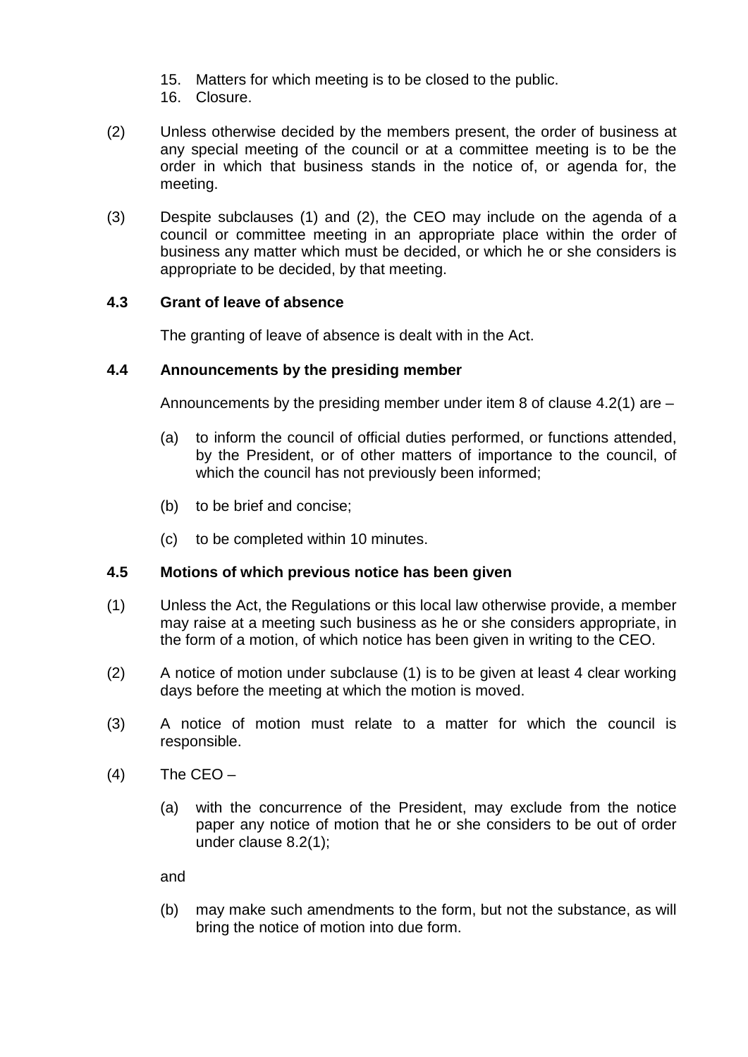15. Matters for which meeting is to be closed to the public.
16. Closure.

(2) Unless otherwise decided by the members present, the order of business at any special meeting of the council or at a committee meeting is to be the order in which that business stands in the notice of, or agenda for, the meeting.

(3) Despite subclauses (1) and (2), the CEO may include on the agenda of a council or committee meeting in an appropriate place within the order of business any matter which must be decided, or which he or she considers is appropriate to be decided, by that meeting.

### 4.3 Grant of leave of absence

The granting of leave of absence is dealt with in the Act.

### 4.4 Announcements by the presiding member

Announcements by the presiding member under item 8 of clause 4.2(1) are –

(a) to inform the council of official duties performed, or functions attended, by the President, or of other matters of importance to the council, of which the council has not previously been informed;

(b) to be brief and concise;

(c) to be completed within 10 minutes.

### 4.5 Motions of which previous notice has been given

(1) Unless the Act, the Regulations or this local law otherwise provide, a member may raise at a meeting such business as he or she considers appropriate, in the form of a motion, of which notice has been given in writing to the CEO.

(2) A notice of motion under subclause (1) is to be given at least 4 clear working days before the meeting at which the motion is moved.

(3) A notice of motion must relate to a matter for which the council is responsible.

(4) The CEO –

(a) with the concurrence of the President, may exclude from the notice paper any notice of motion that he or she considers to be out of order under clause 8.2(1);

and

(b) may make such amendments to the form, but not the substance, as will bring the notice of motion into due form.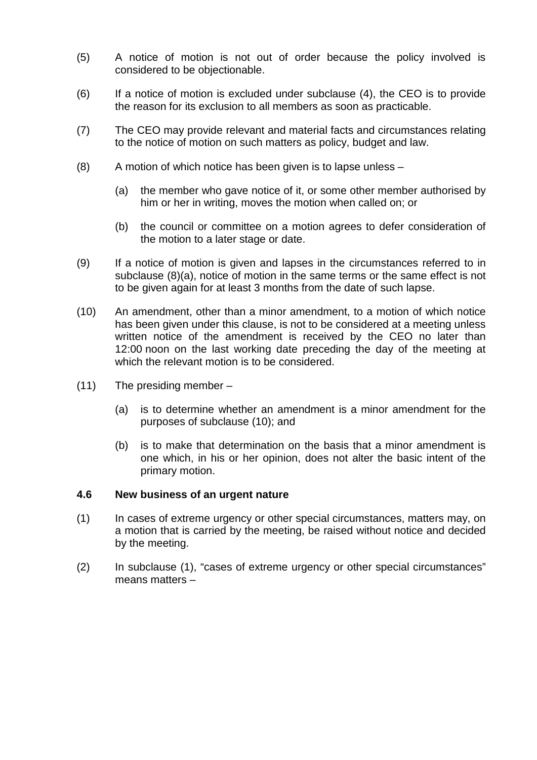(5) A notice of motion is not out of order because the policy involved is considered to be objectionable.

(6) If a notice of motion is excluded under subclause (4), the CEO is to provide the reason for its exclusion to all members as soon as practicable.

(7) The CEO may provide relevant and material facts and circumstances relating to the notice of motion on such matters as policy, budget and law.

(8) A motion of which notice has been given is to lapse unless –

  (a) the member who gave notice of it, or some other member authorised by him or her in writing, moves the motion when called on; or

  (b) the council or committee on a motion agrees to defer consideration of the motion to a later stage or date.

(9) If a notice of motion is given and lapses in the circumstances referred to in subclause (8)(a), notice of motion in the same terms or the same effect is not to be given again for at least 3 months from the date of such lapse.

(10) An amendment, other than a minor amendment, to a motion of which notice has been given under this clause, is not to be considered at a meeting unless written notice of the amendment is received by the CEO no later than 12:00 noon on the last working date preceding the day of the meeting at which the relevant motion is to be considered.

(11) The presiding member –

  (a) is to determine whether an amendment is a minor amendment for the purposes of subclause (10); and

  (b) is to make that determination on the basis that a minor amendment is one which, in his or her opinion, does not alter the basic intent of the primary motion.

### 4.6 New business of an urgent nature

(1) In cases of extreme urgency or other special circumstances, matters may, on a motion that is carried by the meeting, be raised without notice and decided by the meeting.

(2) In subclause (1), "cases of extreme urgency or other special circumstances" means matters –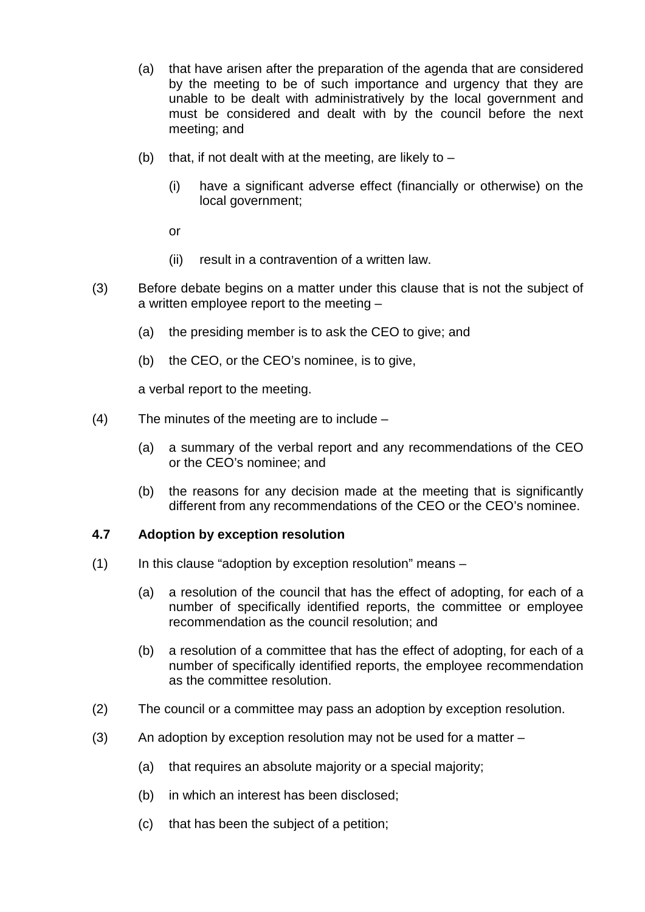(a) that have arisen after the preparation of the agenda that are considered by the meeting to be of such importance and urgency that they are unable to be dealt with administratively by the local government and must be considered and dealt with by the council before the next meeting; and

(b) that, if not dealt with at the meeting, are likely to –

   (i) have a significant adverse effect (financially or otherwise) on the local government;

   or

   (ii) result in a contravention of a written law.

(3) Before debate begins on a matter under this clause that is not the subject of a written employee report to the meeting –

   (a) the presiding member is to ask the CEO to give; and

   (b) the CEO, or the CEO's nominee, is to give,

   a verbal report to the meeting.

(4) The minutes of the meeting are to include –

   (a) a summary of the verbal report and any recommendations of the CEO or the CEO's nominee; and

   (b) the reasons for any decision made at the meeting that is significantly different from any recommendations of the CEO or the CEO's nominee.

### 4.7 Adoption by exception resolution

(1) In this clause "adoption by exception resolution" means –

   (a) a resolution of the council that has the effect of adopting, for each of a number of specifically identified reports, the committee or employee recommendation as the council resolution; and

   (b) a resolution of a committee that has the effect of adopting, for each of a number of specifically identified reports, the employee recommendation as the committee resolution.

(2) The council or a committee may pass an adoption by exception resolution.

(3) An adoption by exception resolution may not be used for a matter –

   (a) that requires an absolute majority or a special majority;

   (b) in which an interest has been disclosed;

   (c) that has been the subject of a petition;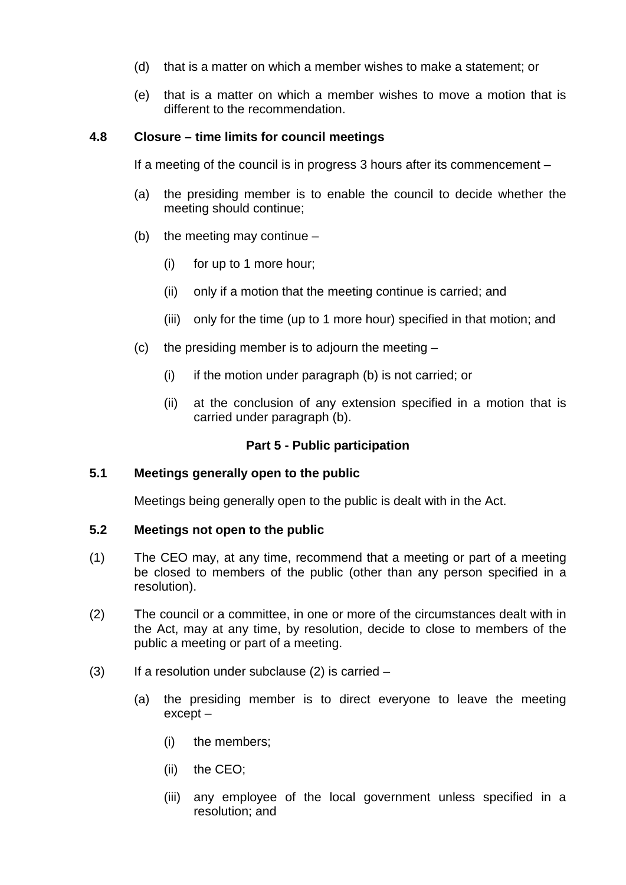(d) that is a matter on which a member wishes to make a statement; or

(e) that is a matter on which a member wishes to move a motion that is different to the recommendation.

**4.8 Closure – time limits for council meetings**

If a meeting of the council is in progress 3 hours after its commencement –

(a) the presiding member is to enable the council to decide whether the meeting should continue;

(b) the meeting may continue –

(i) for up to 1 more hour;

(ii) only if a motion that the meeting continue is carried; and

(iii) only for the time (up to 1 more hour) specified in that motion; and

(c) the presiding member is to adjourn the meeting –

(i) if the motion under paragraph (b) is not carried; or

(ii) at the conclusion of any extension specified in a motion that is carried under paragraph (b).

## Part 5 - Public participation

**5.1 Meetings generally open to the public**

Meetings being generally open to the public is dealt with in the Act.

**5.2 Meetings not open to the public**

(1) The CEO may, at any time, recommend that a meeting or part of a meeting be closed to members of the public (other than any person specified in a resolution).

(2) The council or a committee, in one or more of the circumstances dealt with in the Act, may at any time, by resolution, decide to close to members of the public a meeting or part of a meeting.

(3) If a resolution under subclause (2) is carried –

(a) the presiding member is to direct everyone to leave the meeting except –

(i) the members;

(ii) the CEO;

(iii) any employee of the local government unless specified in a resolution; and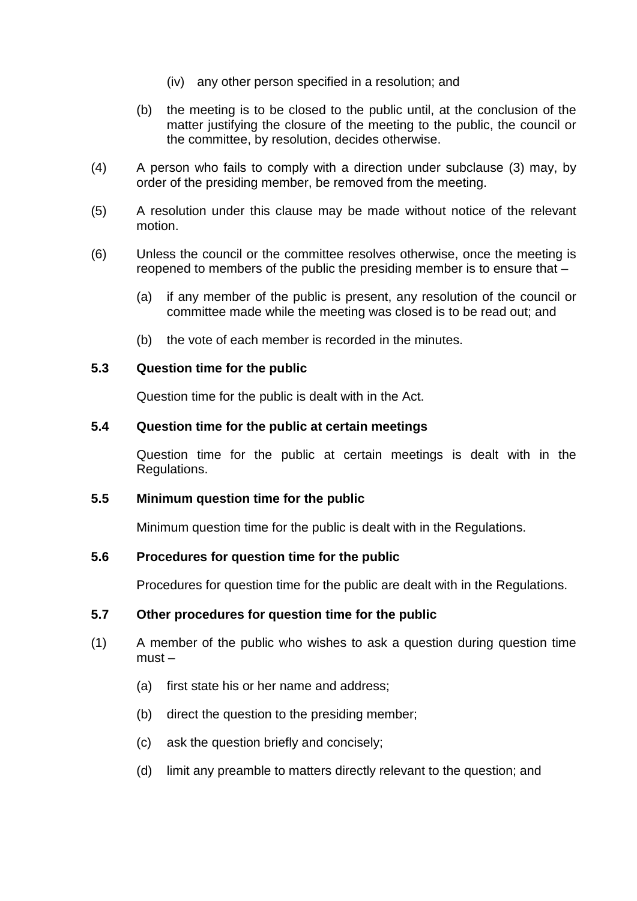(iv) any other person specified in a resolution; and

(b) the meeting is to be closed to the public until, at the conclusion of the matter justifying the closure of the meeting to the public, the council or the committee, by resolution, decides otherwise.

(4) A person who fails to comply with a direction under subclause (3) may, by order of the presiding member, be removed from the meeting.

(5) A resolution under this clause may be made without notice of the relevant motion.

(6) Unless the council or the committee resolves otherwise, once the meeting is reopened to members of the public the presiding member is to ensure that –

(a) if any member of the public is present, any resolution of the council or committee made while the meeting was closed is to be read out; and

(b) the vote of each member is recorded in the minutes.

### 5.3 Question time for the public

Question time for the public is dealt with in the Act.

### 5.4 Question time for the public at certain meetings

Question time for the public at certain meetings is dealt with in the Regulations.

### 5.5 Minimum question time for the public

Minimum question time for the public is dealt with in the Regulations.

### 5.6 Procedures for question time for the public

Procedures for question time for the public are dealt with in the Regulations.

### 5.7 Other procedures for question time for the public

(1) A member of the public who wishes to ask a question during question time must –

(a) first state his or her name and address;

(b) direct the question to the presiding member;

(c) ask the question briefly and concisely;

(d) limit any preamble to matters directly relevant to the question; and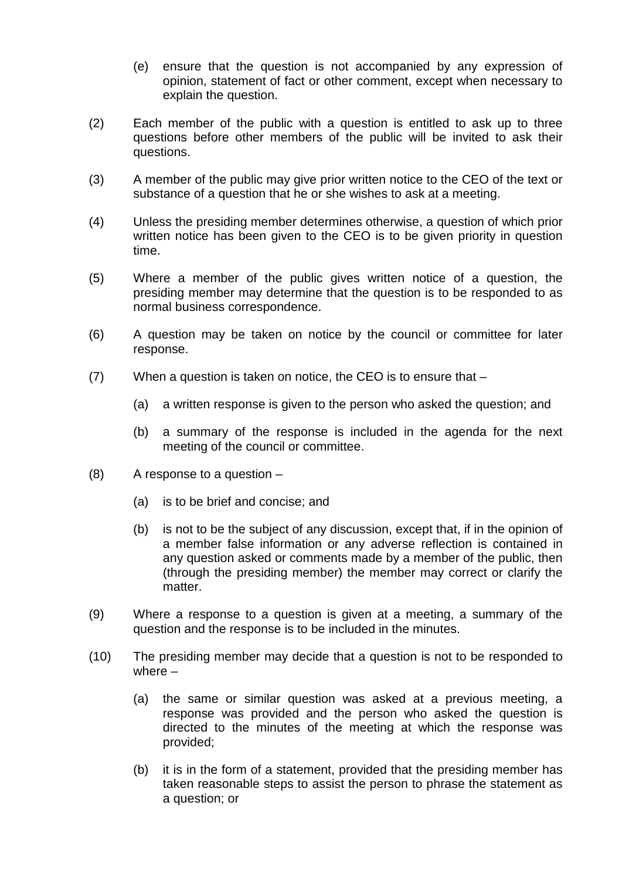(e) ensure that the question is not accompanied by any expression of opinion, statement of fact or other comment, except when necessary to explain the question.

(2) Each member of the public with a question is entitled to ask up to three questions before other members of the public will be invited to ask their questions.

(3) A member of the public may give prior written notice to the CEO of the text or substance of a question that he or she wishes to ask at a meeting.

(4) Unless the presiding member determines otherwise, a question of which prior written notice has been given to the CEO is to be given priority in question time.

(5) Where a member of the public gives written notice of a question, the presiding member may determine that the question is to be responded to as normal business correspondence.

(6) A question may be taken on notice by the council or committee for later response.

(7) When a question is taken on notice, the CEO is to ensure that –

(a) a written response is given to the person who asked the question; and

(b) a summary of the response is included in the agenda for the next meeting of the council or committee.

(8) A response to a question –

(a) is to be brief and concise; and

(b) is not to be the subject of any discussion, except that, if in the opinion of a member false information or any adverse reflection is contained in any question asked or comments made by a member of the public, then (through the presiding member) the member may correct or clarify the matter.

(9) Where a response to a question is given at a meeting, a summary of the question and the response is to be included in the minutes.

(10) The presiding member may decide that a question is not to be responded to where –

(a) the same or similar question was asked at a previous meeting, a response was provided and the person who asked the question is directed to the minutes of the meeting at which the response was provided;

(b) it is in the form of a statement, provided that the presiding member has taken reasonable steps to assist the person to phrase the statement as a question; or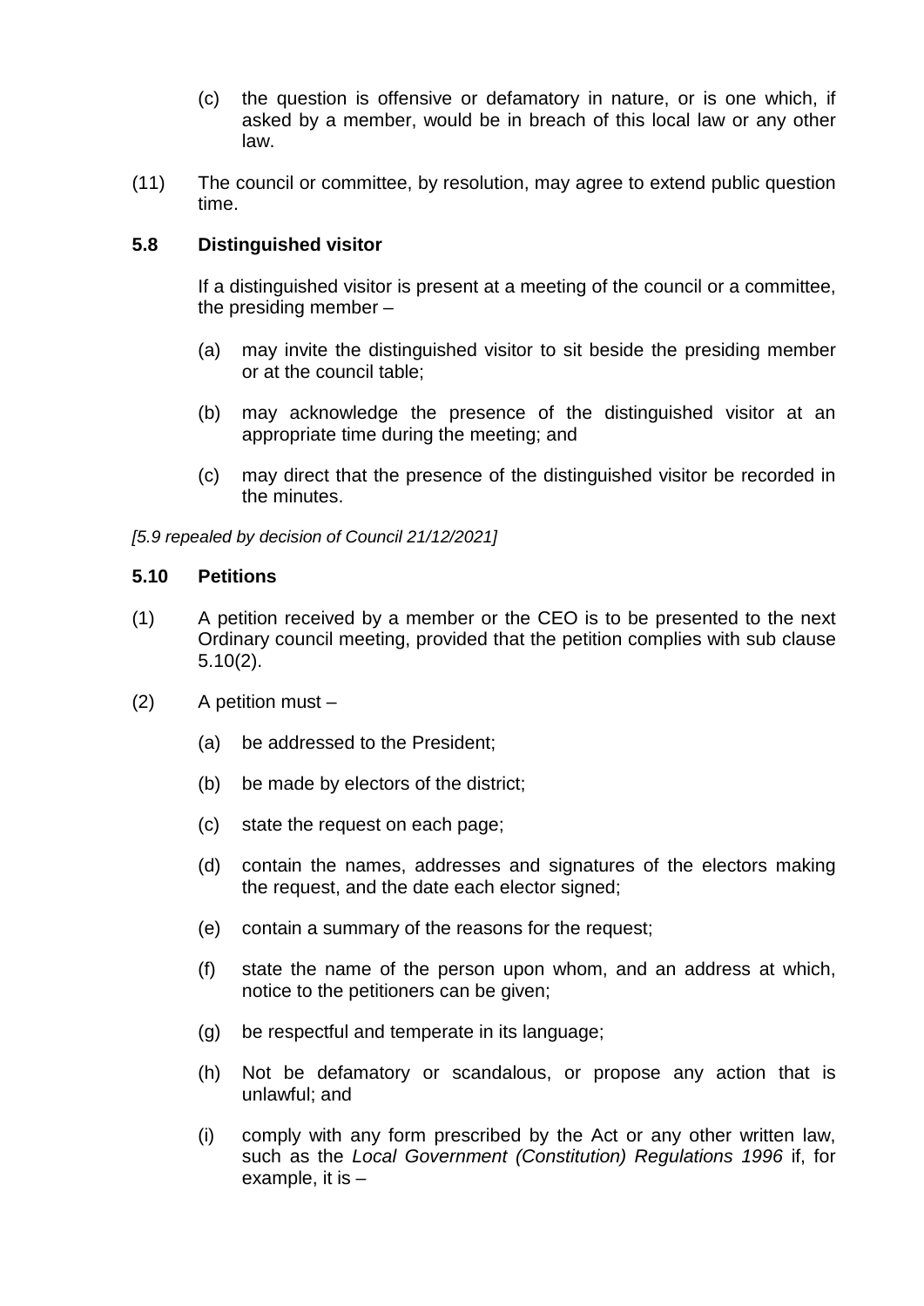(c) the question is offensive or defamatory in nature, or is one which, if asked by a member, would be in breach of this local law or any other law.

(11) The council or committee, by resolution, may agree to extend public question time.

### 5.8 Distinguished visitor

If a distinguished visitor is present at a meeting of the council or a committee, the presiding member –

(a) may invite the distinguished visitor to sit beside the presiding member or at the council table;

(b) may acknowledge the presence of the distinguished visitor at an appropriate time during the meeting; and

(c) may direct that the presence of the distinguished visitor be recorded in the minutes.

*[5.9 repealed by decision of Council 21/12/2021]*

### 5.10 Petitions

(1) A petition received by a member or the CEO is to be presented to the next Ordinary council meeting, provided that the petition complies with sub clause 5.10(2).

(2) A petition must –

(a) be addressed to the President;

(b) be made by electors of the district;

(c) state the request on each page;

(d) contain the names, addresses and signatures of the electors making the request, and the date each elector signed;

(e) contain a summary of the reasons for the request;

(f) state the name of the person upon whom, and an address at which, notice to the petitioners can be given;

(g) be respectful and temperate in its language;

(h) Not be defamatory or scandalous, or propose any action that is unlawful; and

(i) comply with any form prescribed by the Act or any other written law, such as the *Local Government (Constitution) Regulations 1996* if, for example, it is –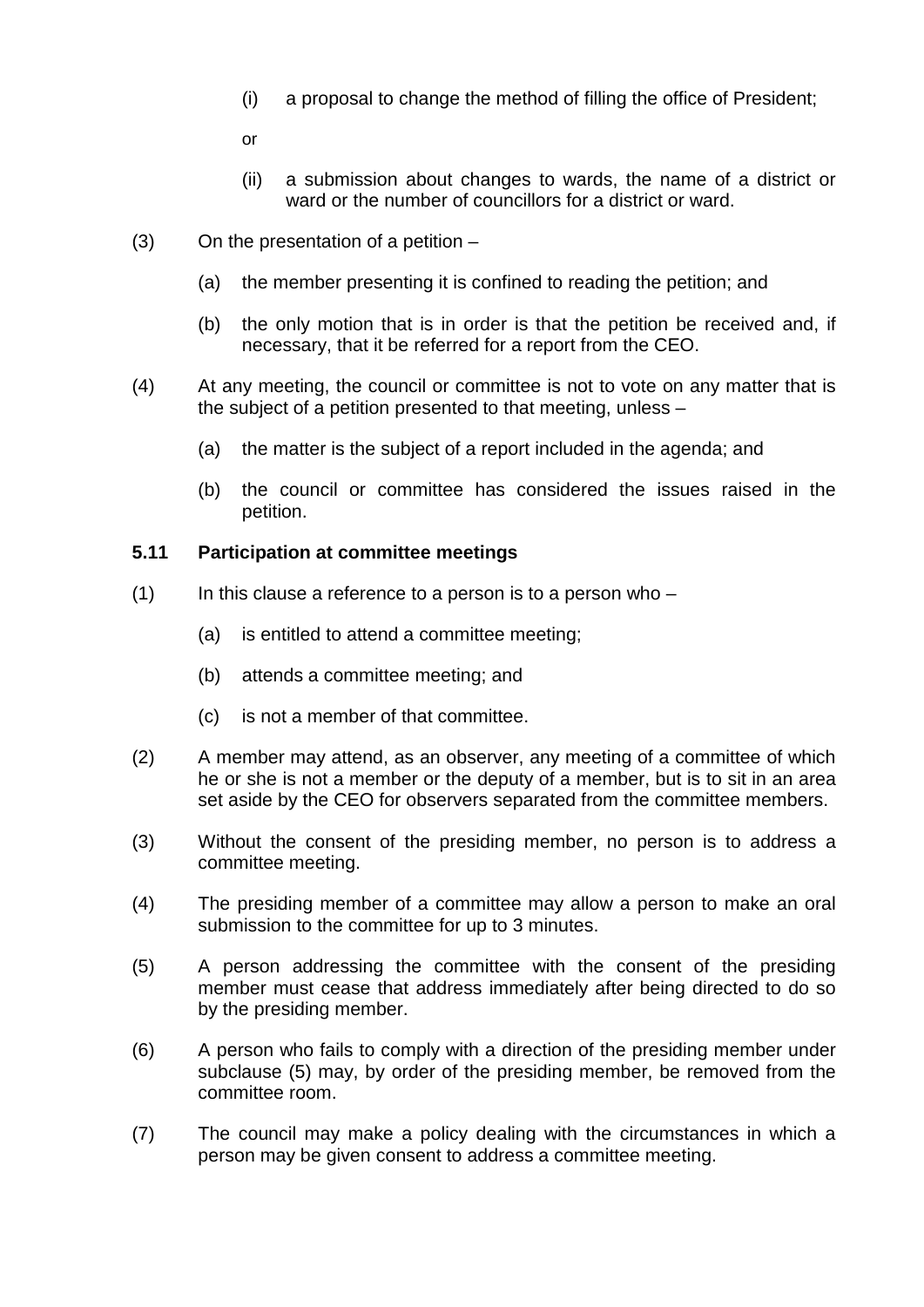(i) a proposal to change the method of filling the office of President;

or

(ii) a submission about changes to wards, the name of a district or ward or the number of councillors for a district or ward.

(3) On the presentation of a petition –

(a) the member presenting it is confined to reading the petition; and

(b) the only motion that is in order is that the petition be received and, if necessary, that it be referred for a report from the CEO.

(4) At any meeting, the council or committee is not to vote on any matter that is the subject of a petition presented to that meeting, unless –

(a) the matter is the subject of a report included in the agenda; and

(b) the council or committee has considered the issues raised in the petition.

### 5.11 Participation at committee meetings

(1) In this clause a reference to a person is to a person who –

(a) is entitled to attend a committee meeting;

(b) attends a committee meeting; and

(c) is not a member of that committee.

(2) A member may attend, as an observer, any meeting of a committee of which he or she is not a member or the deputy of a member, but is to sit in an area set aside by the CEO for observers separated from the committee members.

(3) Without the consent of the presiding member, no person is to address a committee meeting.

(4) The presiding member of a committee may allow a person to make an oral submission to the committee for up to 3 minutes.

(5) A person addressing the committee with the consent of the presiding member must cease that address immediately after being directed to do so by the presiding member.

(6) A person who fails to comply with a direction of the presiding member under subclause (5) may, by order of the presiding member, be removed from the committee room.

(7) The council may make a policy dealing with the circumstances in which a person may be given consent to address a committee meeting.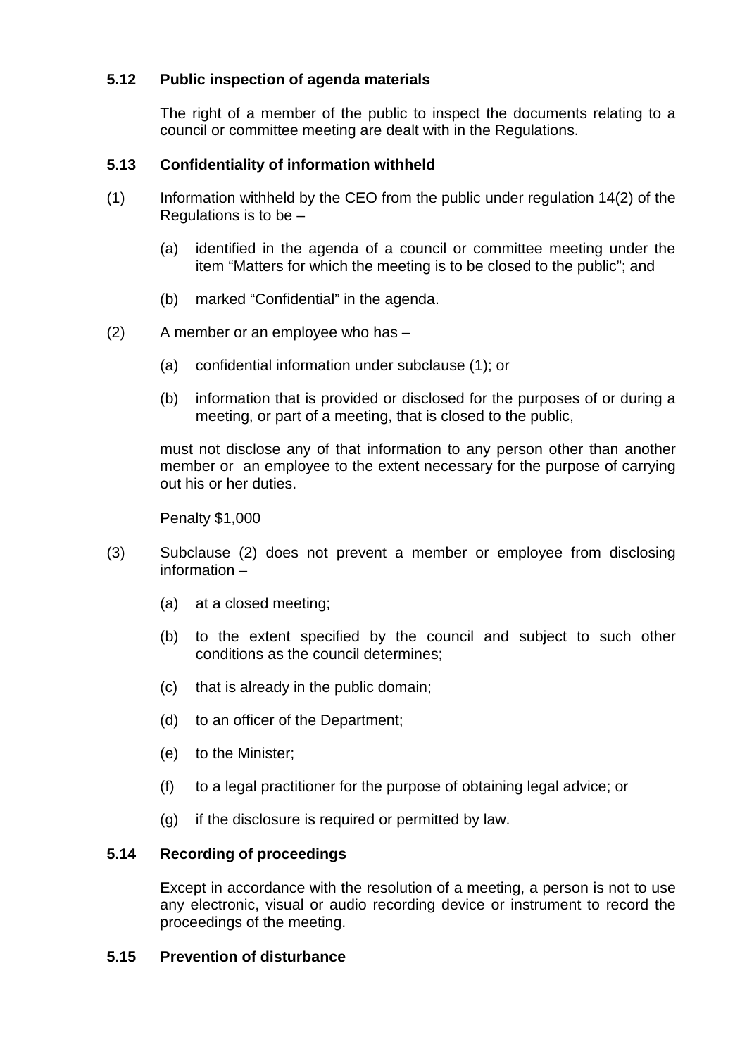### 5.12 Public inspection of agenda materials

The right of a member of the public to inspect the documents relating to a council or committee meeting are dealt with in the Regulations.

### 5.13 Confidentiality of information withheld

(1) Information withheld by the CEO from the public under regulation 14(2) of the Regulations is to be –

  (a) identified in the agenda of a council or committee meeting under the item "Matters for which the meeting is to be closed to the public"; and

  (b) marked "Confidential" in the agenda.

(2) A member or an employee who has –

  (a) confidential information under subclause (1); or

  (b) information that is provided or disclosed for the purposes of or during a meeting, or part of a meeting, that is closed to the public,

must not disclose any of that information to any person other than another member or an employee to the extent necessary for the purpose of carrying out his or her duties.

Penalty $1,000

(3) Subclause (2) does not prevent a member or employee from disclosing information –

  (a) at a closed meeting;

  (b) to the extent specified by the council and subject to such other conditions as the council determines;

  (c) that is already in the public domain;

  (d) to an officer of the Department;

  (e) to the Minister;

  (f) to a legal practitioner for the purpose of obtaining legal advice; or

  (g) if the disclosure is required or permitted by law.

### 5.14 Recording of proceedings

Except in accordance with the resolution of a meeting, a person is not to use any electronic, visual or audio recording device or instrument to record the proceedings of the meeting.

### 5.15 Prevention of disturbance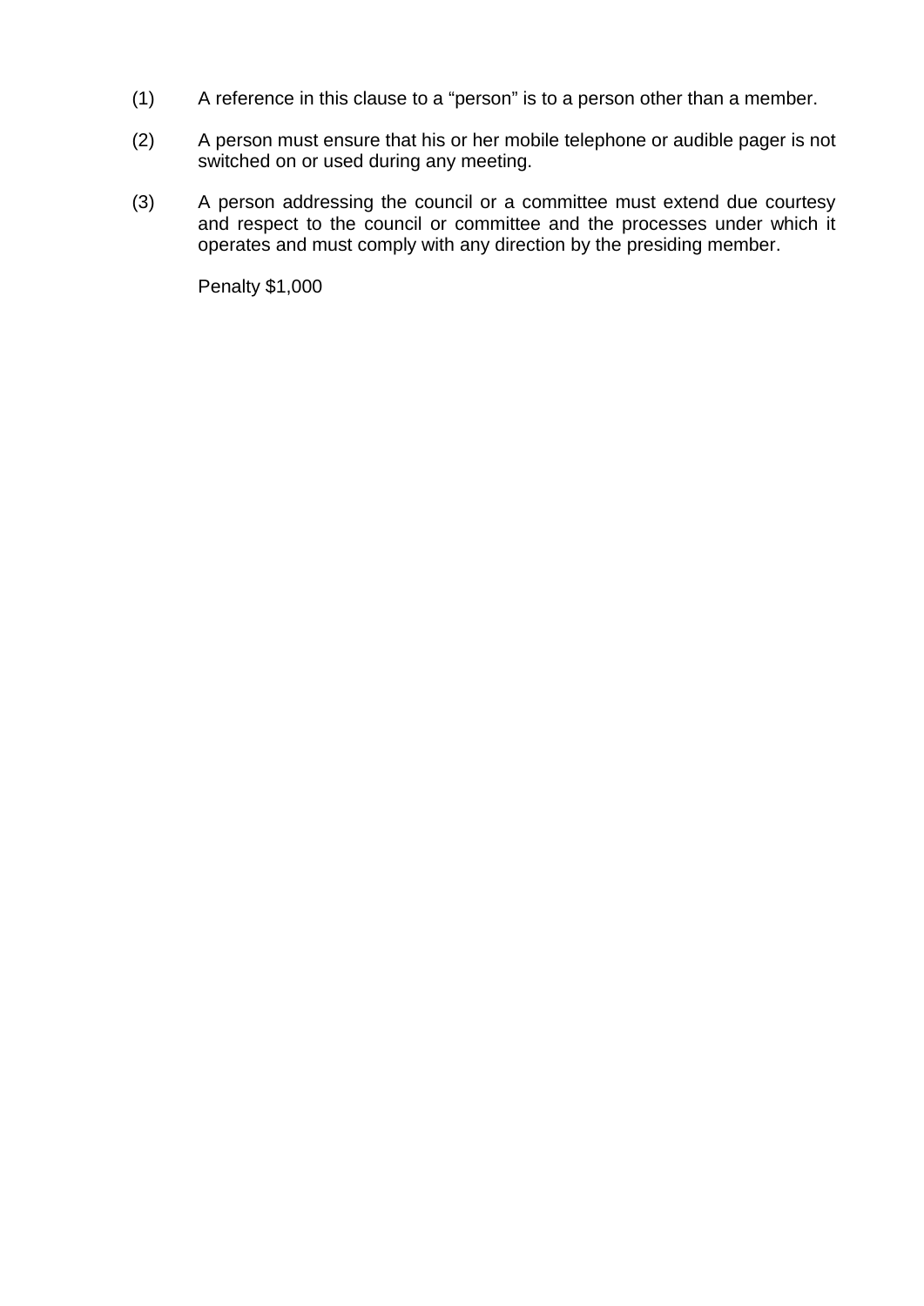(1) A reference in this clause to a “person” is to a person other than a member.

(2) A person must ensure that his or her mobile telephone or audible pager is not switched on or used during any meeting.

(3) A person addressing the council or a committee must extend due courtesy and respect to the council or committee and the processes under which it operates and must comply with any direction by the presiding member.

Penalty $1,000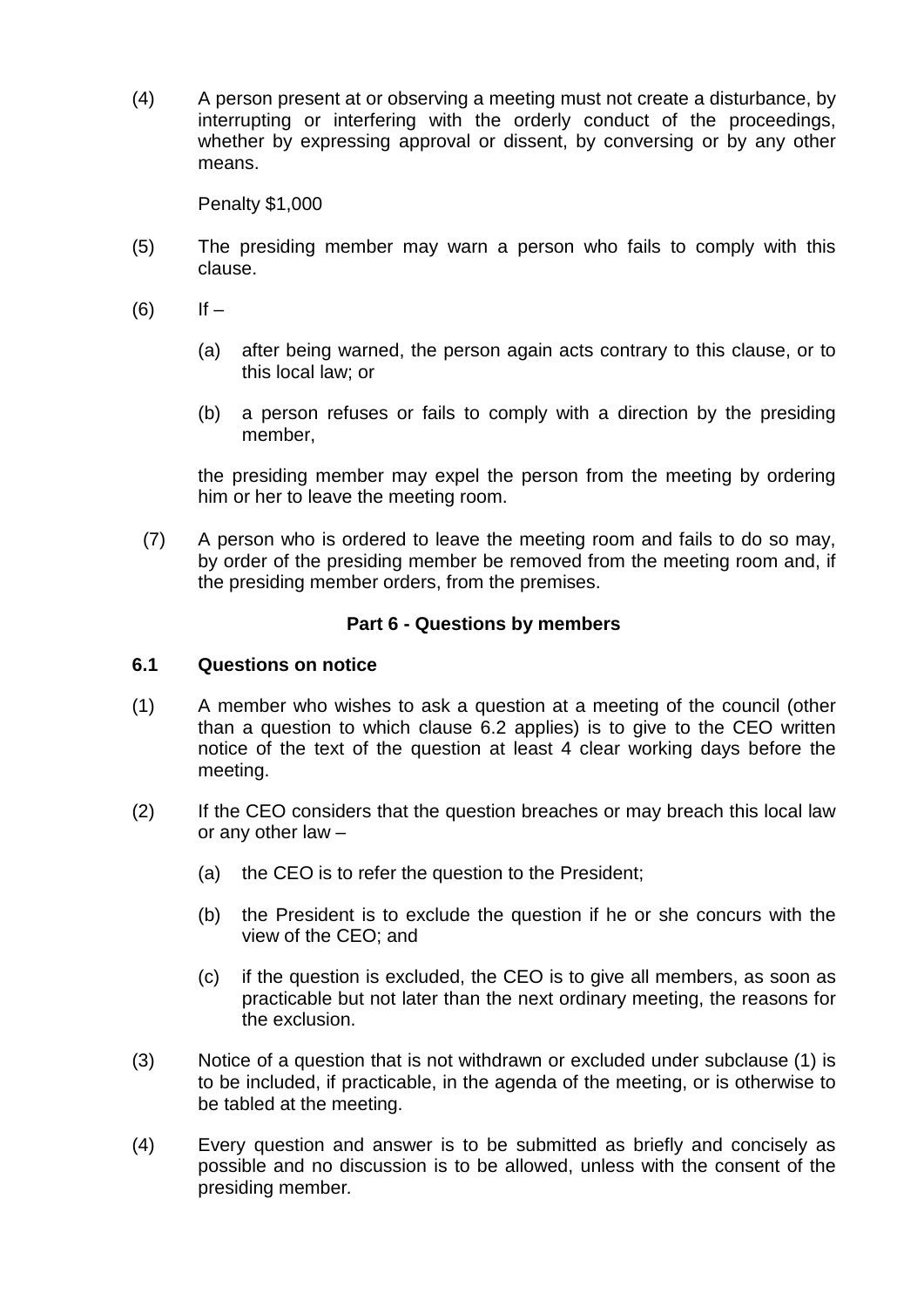(4) A person present at or observing a meeting must not create a disturbance, by interrupting or interfering with the orderly conduct of the proceedings, whether by expressing approval or dissent, by conversing or by any other means.

Penalty $1,000

(5) The presiding member may warn a person who fails to comply with this clause.

(6) If –

(a) after being warned, the person again acts contrary to this clause, or to this local law; or

(b) a person refuses or fails to comply with a direction by the presiding member,

the presiding member may expel the person from the meeting by ordering him or her to leave the meeting room.

(7) A person who is ordered to leave the meeting room and fails to do so may, by order of the presiding member be removed from the meeting room and, if the presiding member orders, from the premises.

## Part 6 - Questions by members

### 6.1 Questions on notice

(1) A member who wishes to ask a question at a meeting of the council (other than a question to which clause 6.2 applies) is to give to the CEO written notice of the text of the question at least 4 clear working days before the meeting.

(2) If the CEO considers that the question breaches or may breach this local law or any other law –

(a) the CEO is to refer the question to the President;

(b) the President is to exclude the question if he or she concurs with the view of the CEO; and

(c) if the question is excluded, the CEO is to give all members, as soon as practicable but not later than the next ordinary meeting, the reasons for the exclusion.

(3) Notice of a question that is not withdrawn or excluded under subclause (1) is to be included, if practicable, in the agenda of the meeting, or is otherwise to be tabled at the meeting.

(4) Every question and answer is to be submitted as briefly and concisely as possible and no discussion is to be allowed, unless with the consent of the presiding member.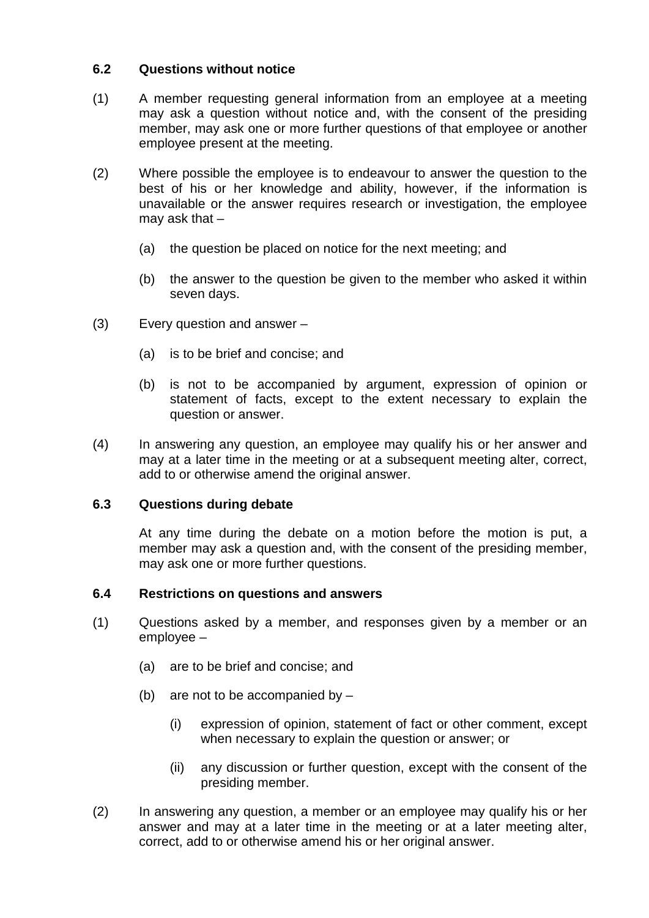### 6.2 Questions without notice

(1) A member requesting general information from an employee at a meeting may ask a question without notice and, with the consent of the presiding member, may ask one or more further questions of that employee or another employee present at the meeting.

(2) Where possible the employee is to endeavour to answer the question to the best of his or her knowledge and ability, however, if the information is unavailable or the answer requires research or investigation, the employee may ask that –

  (a) the question be placed on notice for the next meeting; and

  (b) the answer to the question be given to the member who asked it within seven days.

(3) Every question and answer –

  (a) is to be brief and concise; and

  (b) is not to be accompanied by argument, expression of opinion or statement of facts, except to the extent necessary to explain the question or answer.

(4) In answering any question, an employee may qualify his or her answer and may at a later time in the meeting or at a subsequent meeting alter, correct, add to or otherwise amend the original answer.

### 6.3 Questions during debate

At any time during the debate on a motion before the motion is put, a member may ask a question and, with the consent of the presiding member, may ask one or more further questions.

### 6.4 Restrictions on questions and answers

(1) Questions asked by a member, and responses given by a member or an employee –

  (a) are to be brief and concise; and

  (b) are not to be accompanied by –

    (i) expression of opinion, statement of fact or other comment, except when necessary to explain the question or answer; or

    (ii) any discussion or further question, except with the consent of the presiding member.

(2) In answering any question, a member or an employee may qualify his or her answer and may at a later time in the meeting or at a later meeting alter, correct, add to or otherwise amend his or her original answer.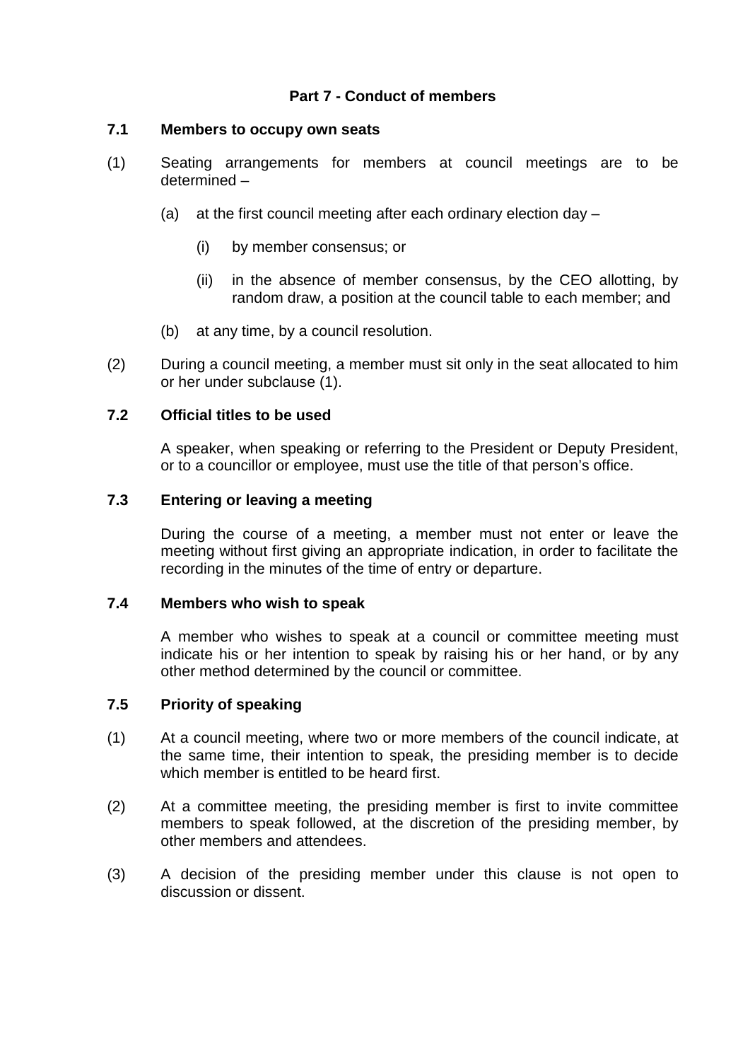## Part 7 - Conduct of members

### 7.1 Members to occupy own seats

(1) Seating arrangements for members at council meetings are to be determined –

- (a) at the first council meeting after each ordinary election day –
  - (i) by member consensus; or
  - (ii) in the absence of member consensus, by the CEO allotting, by random draw, a position at the council table to each member; and
- (b) at any time, by a council resolution.

(2) During a council meeting, a member must sit only in the seat allocated to him or her under subclause (1).

### 7.2 Official titles to be used

A speaker, when speaking or referring to the President or Deputy President, or to a councillor or employee, must use the title of that person's office.

### 7.3 Entering or leaving a meeting

During the course of a meeting, a member must not enter or leave the meeting without first giving an appropriate indication, in order to facilitate the recording in the minutes of the time of entry or departure.

### 7.4 Members who wish to speak

A member who wishes to speak at a council or committee meeting must indicate his or her intention to speak by raising his or her hand, or by any other method determined by the council or committee.

### 7.5 Priority of speaking

(1) At a council meeting, where two or more members of the council indicate, at the same time, their intention to speak, the presiding member is to decide which member is entitled to be heard first.

(2) At a committee meeting, the presiding member is first to invite committee members to speak followed, at the discretion of the presiding member, by other members and attendees.

(3) A decision of the presiding member under this clause is not open to discussion or dissent.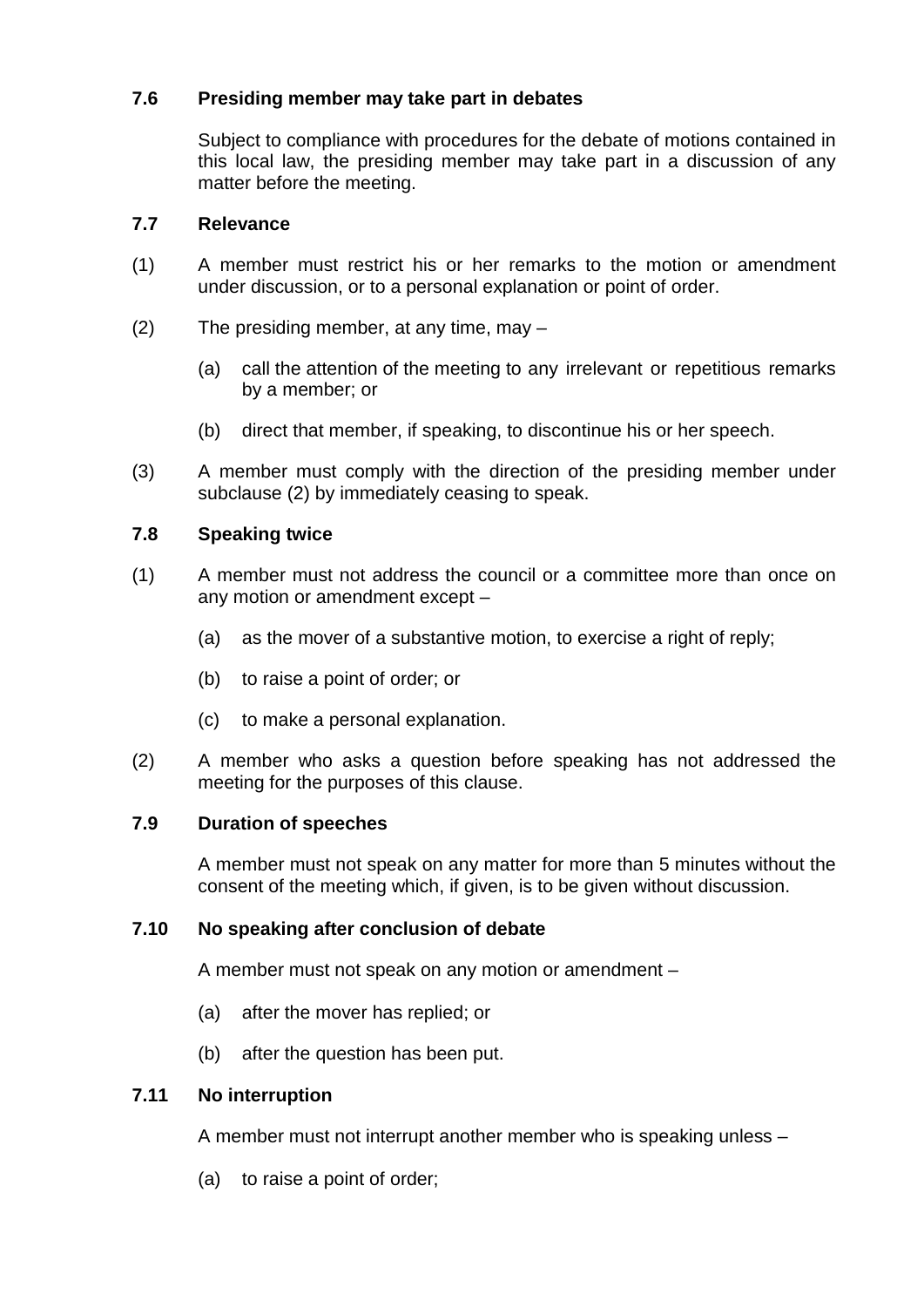### 7.6 Presiding member may take part in debates

Subject to compliance with procedures for the debate of motions contained in this local law, the presiding member may take part in a discussion of any matter before the meeting.

### 7.7 Relevance

(1) A member must restrict his or her remarks to the motion or amendment under discussion, or to a personal explanation or point of order.

(2) The presiding member, at any time, may –

- (a) call the attention of the meeting to any irrelevant or repetitious remarks by a member; or
- (b) direct that member, if speaking, to discontinue his or her speech.

(3) A member must comply with the direction of the presiding member under subclause (2) by immediately ceasing to speak.

### 7.8 Speaking twice

(1) A member must not address the council or a committee more than once on any motion or amendment except –

- (a) as the mover of a substantive motion, to exercise a right of reply;
- (b) to raise a point of order; or
- (c) to make a personal explanation.

(2) A member who asks a question before speaking has not addressed the meeting for the purposes of this clause.

### 7.9 Duration of speeches

A member must not speak on any matter for more than 5 minutes without the consent of the meeting which, if given, is to be given without discussion.

### 7.10 No speaking after conclusion of debate

A member must not speak on any motion or amendment –

- (a) after the mover has replied; or
- (b) after the question has been put.

### 7.11 No interruption

A member must not interrupt another member who is speaking unless –

- (a) to raise a point of order;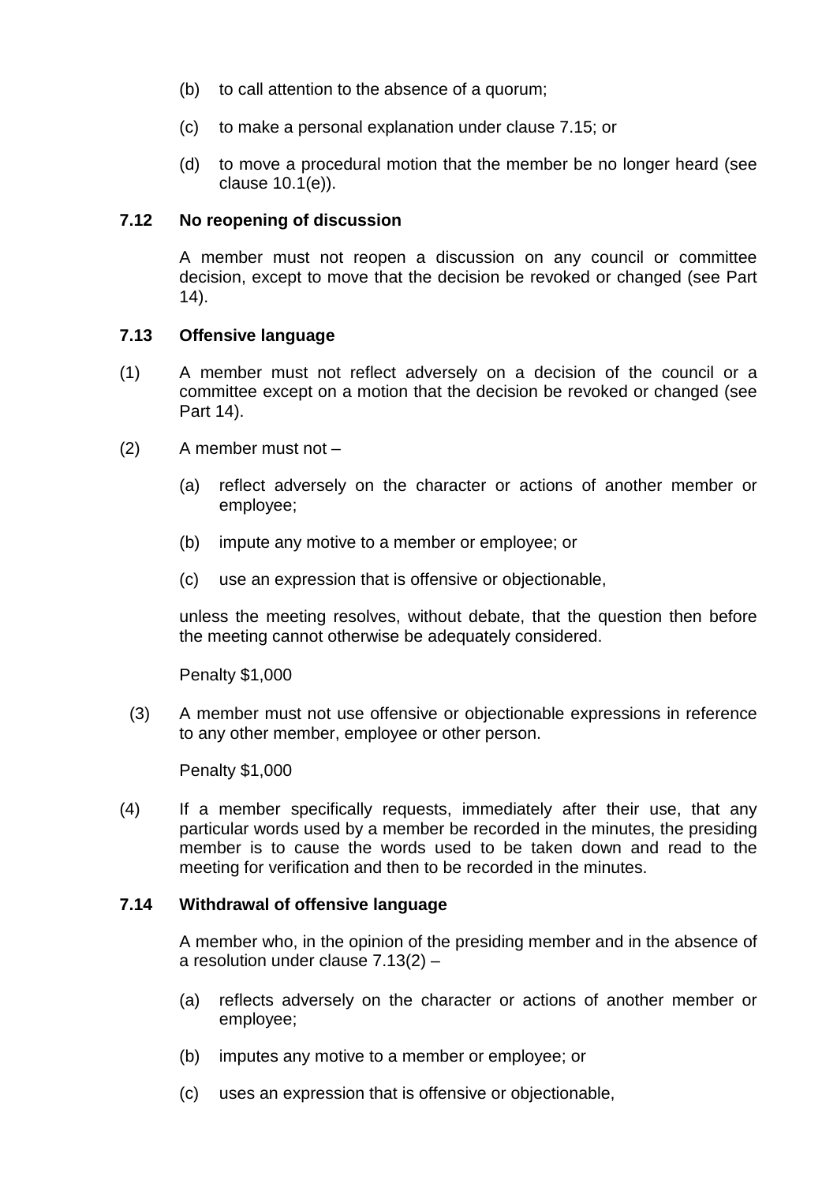(b) to call attention to the absence of a quorum;

(c) to make a personal explanation under clause 7.15; or

(d) to move a procedural motion that the member be no longer heard (see clause 10.1(e)).

### 7.12 No reopening of discussion

A member must not reopen a discussion on any council or committee decision, except to move that the decision be revoked or changed (see Part 14).

### 7.13 Offensive language

(1) A member must not reflect adversely on a decision of the council or a committee except on a motion that the decision be revoked or changed (see Part 14).

(2) A member must not –

(a) reflect adversely on the character or actions of another member or employee;

(b) impute any motive to a member or employee; or

(c) use an expression that is offensive or objectionable,

unless the meeting resolves, without debate, that the question then before the meeting cannot otherwise be adequately considered.

Penalty $1,000

(3) A member must not use offensive or objectionable expressions in reference to any other member, employee or other person.

Penalty $1,000

(4) If a member specifically requests, immediately after their use, that any particular words used by a member be recorded in the minutes, the presiding member is to cause the words used to be taken down and read to the meeting for verification and then to be recorded in the minutes.

### 7.14 Withdrawal of offensive language

A member who, in the opinion of the presiding member and in the absence of a resolution under clause 7.13(2) –

(a) reflects adversely on the character or actions of another member or employee;

(b) imputes any motive to a member or employee; or

(c) uses an expression that is offensive or objectionable,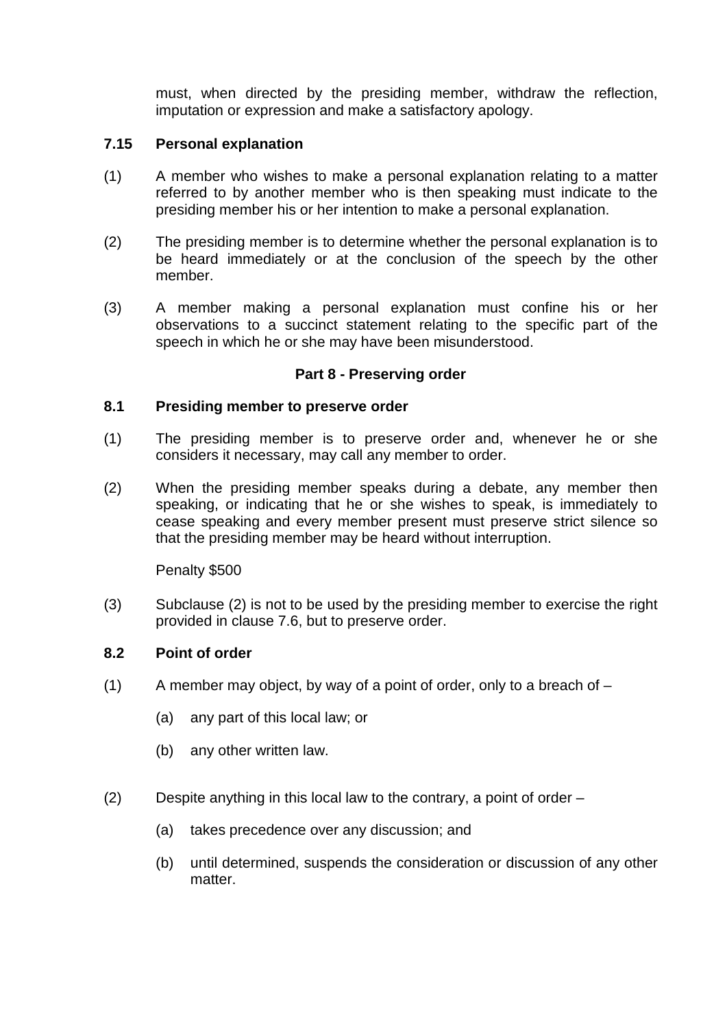must, when directed by the presiding member, withdraw the reflection, imputation or expression and make a satisfactory apology.

### 7.15 Personal explanation

(1) A member who wishes to make a personal explanation relating to a matter referred to by another member who is then speaking must indicate to the presiding member his or her intention to make a personal explanation.

(2) The presiding member is to determine whether the personal explanation is to be heard immediately or at the conclusion of the speech by the other member.

(3) A member making a personal explanation must confine his or her observations to a succinct statement relating to the specific part of the speech in which he or she may have been misunderstood.

## Part 8 - Preserving order

### 8.1 Presiding member to preserve order

(1) The presiding member is to preserve order and, whenever he or she considers it necessary, may call any member to order.

(2) When the presiding member speaks during a debate, any member then speaking, or indicating that he or she wishes to speak, is immediately to cease speaking and every member present must preserve strict silence so that the presiding member may be heard without interruption.

Penalty $500

(3) Subclause (2) is not to be used by the presiding member to exercise the right provided in clause 7.6, but to preserve order.

### 8.2 Point of order

(1) A member may object, by way of a point of order, only to a breach of –

- (a) any part of this local law; or
- (b) any other written law.

(2) Despite anything in this local law to the contrary, a point of order –

- (a) takes precedence over any discussion; and
- (b) until determined, suspends the consideration or discussion of any other matter.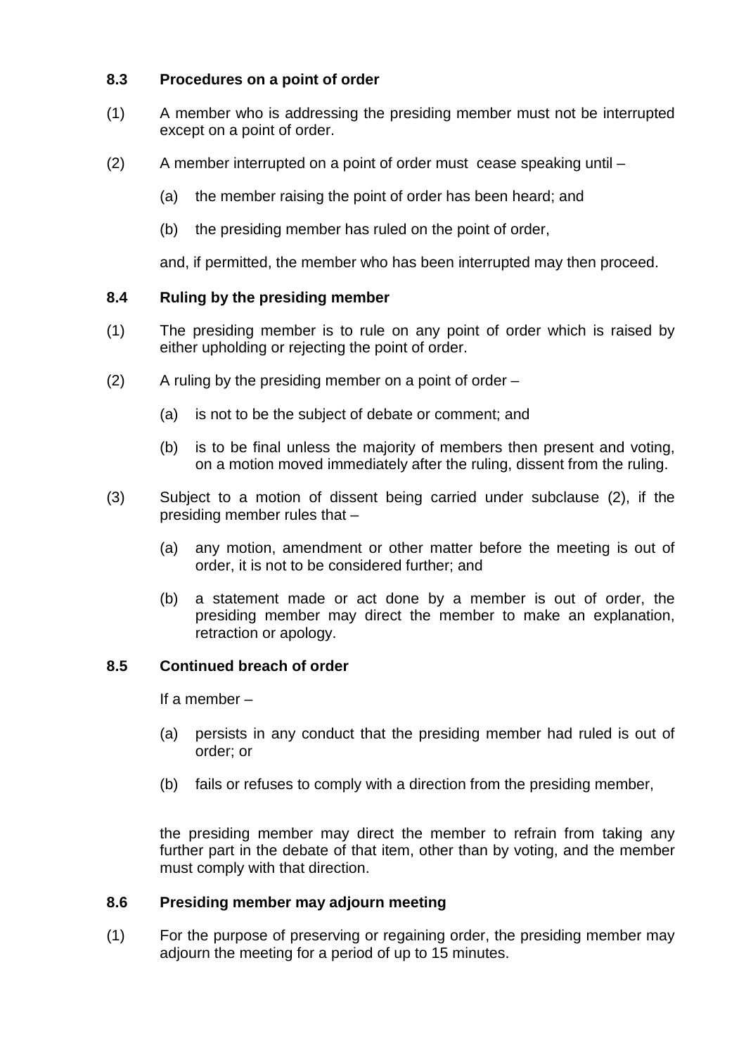### 8.3 Procedures on a point of order

(1) A member who is addressing the presiding member must not be interrupted except on a point of order.

(2) A member interrupted on a point of order must cease speaking until –

(a) the member raising the point of order has been heard; and

(b) the presiding member has ruled on the point of order,

and, if permitted, the member who has been interrupted may then proceed.

### 8.4 Ruling by the presiding member

(1) The presiding member is to rule on any point of order which is raised by either upholding or rejecting the point of order.

(2) A ruling by the presiding member on a point of order –

(a) is not to be the subject of debate or comment; and

(b) is to be final unless the majority of members then present and voting, on a motion moved immediately after the ruling, dissent from the ruling.

(3) Subject to a motion of dissent being carried under subclause (2), if the presiding member rules that –

(a) any motion, amendment or other matter before the meeting is out of order, it is not to be considered further; and

(b) a statement made or act done by a member is out of order, the presiding member may direct the member to make an explanation, retraction or apology.

### 8.5 Continued breach of order

If a member –

(a) persists in any conduct that the presiding member had ruled is out of order; or

(b) fails or refuses to comply with a direction from the presiding member,

the presiding member may direct the member to refrain from taking any further part in the debate of that item, other than by voting, and the member must comply with that direction.

### 8.6 Presiding member may adjourn meeting

(1) For the purpose of preserving or regaining order, the presiding member may adjourn the meeting for a period of up to 15 minutes.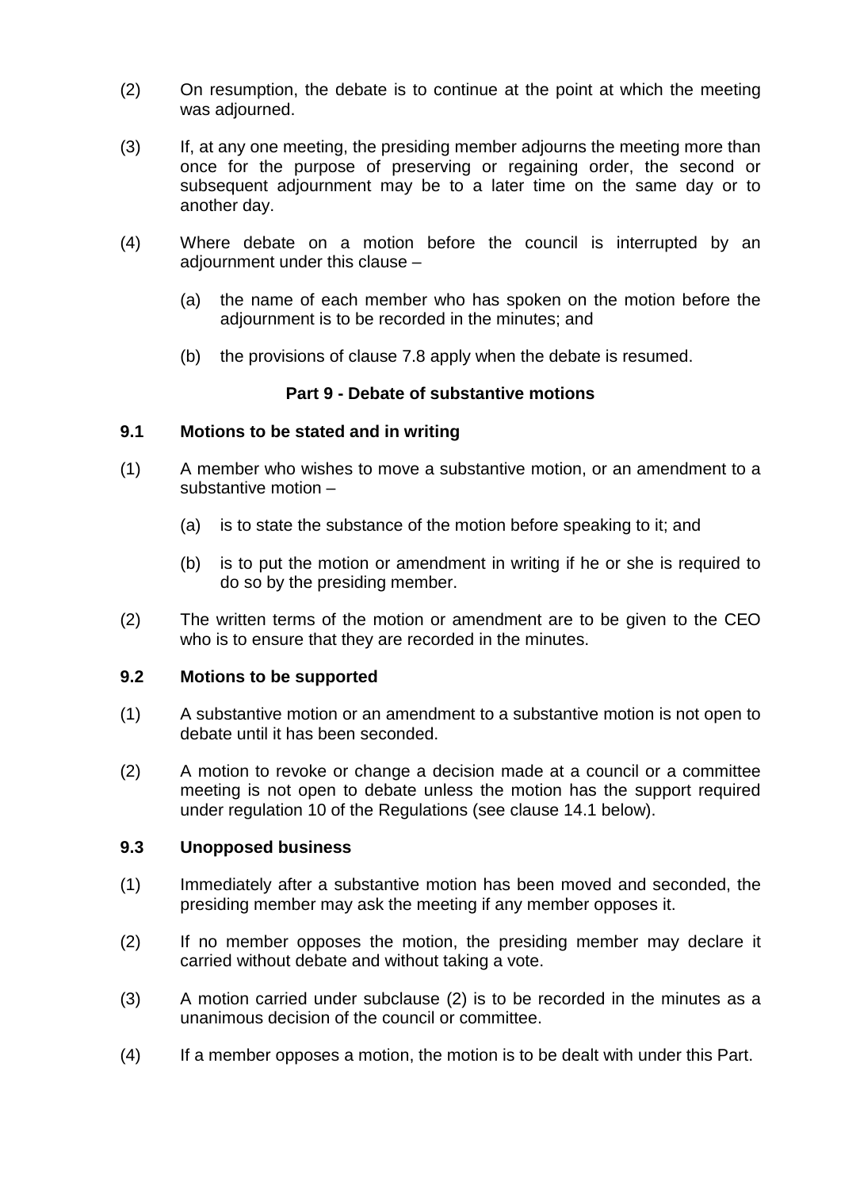(2) On resumption, the debate is to continue at the point at which the meeting was adjourned.

(3) If, at any one meeting, the presiding member adjourns the meeting more than once for the purpose of preserving or regaining order, the second or subsequent adjournment may be to a later time on the same day or to another day.

(4) Where debate on a motion before the council is interrupted by an adjournment under this clause –

(a) the name of each member who has spoken on the motion before the adjournment is to be recorded in the minutes; and

(b) the provisions of clause 7.8 apply when the debate is resumed.

## Part 9 - Debate of substantive motions

### 9.1 Motions to be stated and in writing

(1) A member who wishes to move a substantive motion, or an amendment to a substantive motion –

(a) is to state the substance of the motion before speaking to it; and

(b) is to put the motion or amendment in writing if he or she is required to do so by the presiding member.

(2) The written terms of the motion or amendment are to be given to the CEO who is to ensure that they are recorded in the minutes.

### 9.2 Motions to be supported

(1) A substantive motion or an amendment to a substantive motion is not open to debate until it has been seconded.

(2) A motion to revoke or change a decision made at a council or a committee meeting is not open to debate unless the motion has the support required under regulation 10 of the Regulations (see clause 14.1 below).

### 9.3 Unopposed business

(1) Immediately after a substantive motion has been moved and seconded, the presiding member may ask the meeting if any member opposes it.

(2) If no member opposes the motion, the presiding member may declare it carried without debate and without taking a vote.

(3) A motion carried under subclause (2) is to be recorded in the minutes as a unanimous decision of the council or committee.

(4) If a member opposes a motion, the motion is to be dealt with under this Part.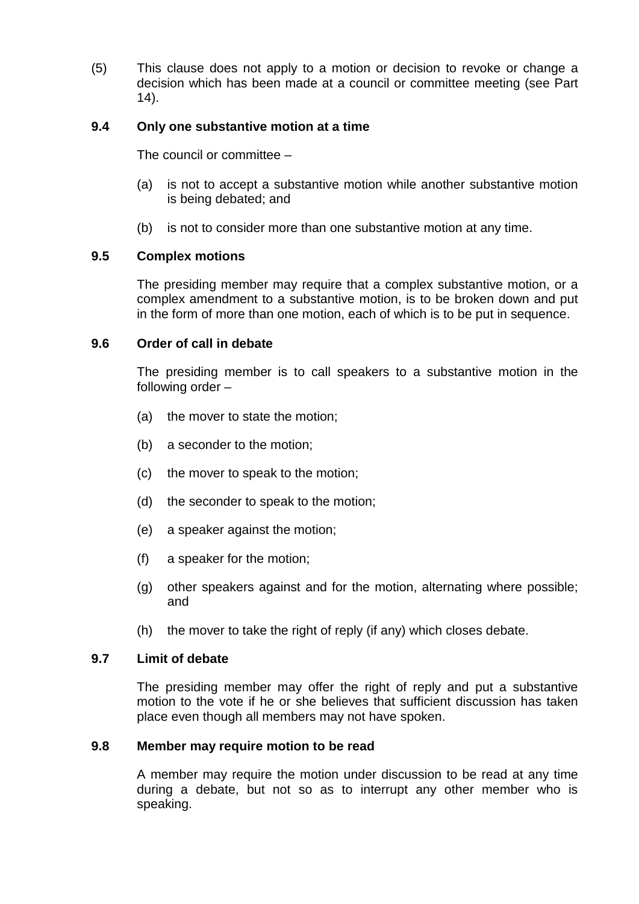(5) This clause does not apply to a motion or decision to revoke or change a decision which has been made at a council or committee meeting (see Part 14).

### 9.4 Only one substantive motion at a time

The council or committee –

(a) is not to accept a substantive motion while another substantive motion is being debated; and

(b) is not to consider more than one substantive motion at any time.

### 9.5 Complex motions

The presiding member may require that a complex substantive motion, or a complex amendment to a substantive motion, is to be broken down and put in the form of more than one motion, each of which is to be put in sequence.

### 9.6 Order of call in debate

The presiding member is to call speakers to a substantive motion in the following order –

(a) the mover to state the motion;

(b) a seconder to the motion;

(c) the mover to speak to the motion;

(d) the seconder to speak to the motion;

(e) a speaker against the motion;

(f) a speaker for the motion;

(g) other speakers against and for the motion, alternating where possible; and

(h) the mover to take the right of reply (if any) which closes debate.

### 9.7 Limit of debate

The presiding member may offer the right of reply and put a substantive motion to the vote if he or she believes that sufficient discussion has taken place even though all members may not have spoken.

### 9.8 Member may require motion to be read

A member may require the motion under discussion to be read at any time during a debate, but not so as to interrupt any other member who is speaking.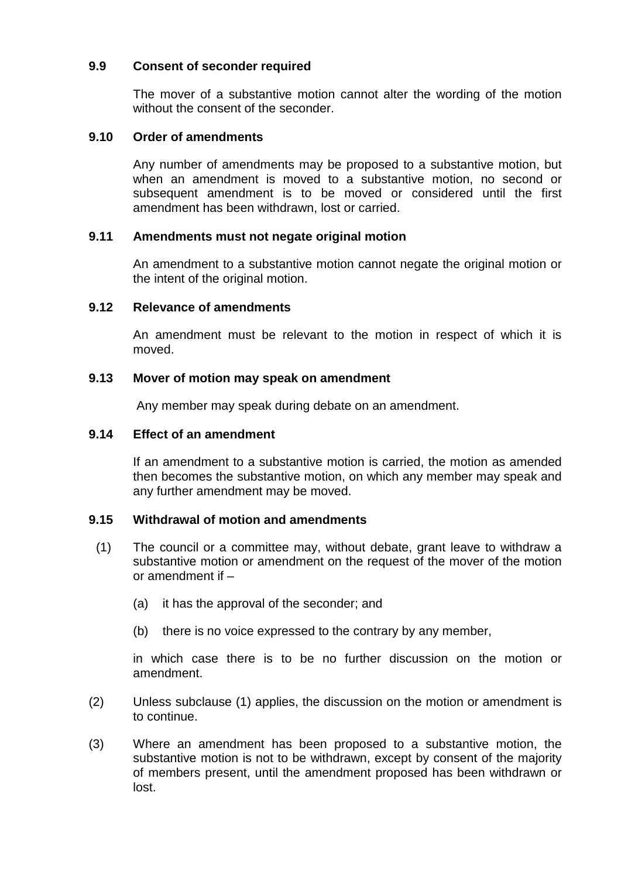### 9.9 Consent of seconder required

The mover of a substantive motion cannot alter the wording of the motion without the consent of the seconder.

### 9.10 Order of amendments

Any number of amendments may be proposed to a substantive motion, but when an amendment is moved to a substantive motion, no second or subsequent amendment is to be moved or considered until the first amendment has been withdrawn, lost or carried.

### 9.11 Amendments must not negate original motion

An amendment to a substantive motion cannot negate the original motion or the intent of the original motion.

### 9.12 Relevance of amendments

An amendment must be relevant to the motion in respect of which it is moved.

### 9.13 Mover of motion may speak on amendment

Any member may speak during debate on an amendment.

### 9.14 Effect of an amendment

If an amendment to a substantive motion is carried, the motion as amended then becomes the substantive motion, on which any member may speak and any further amendment may be moved.

### 9.15 Withdrawal of motion and amendments

(1) The council or a committee may, without debate, grant leave to withdraw a substantive motion or amendment on the request of the mover of the motion or amendment if –

(a) it has the approval of the seconder; and

(b) there is no voice expressed to the contrary by any member,

in which case there is to be no further discussion on the motion or amendment.

(2) Unless subclause (1) applies, the discussion on the motion or amendment is to continue.

(3) Where an amendment has been proposed to a substantive motion, the substantive motion is not to be withdrawn, except by consent of the majority of members present, until the amendment proposed has been withdrawn or lost.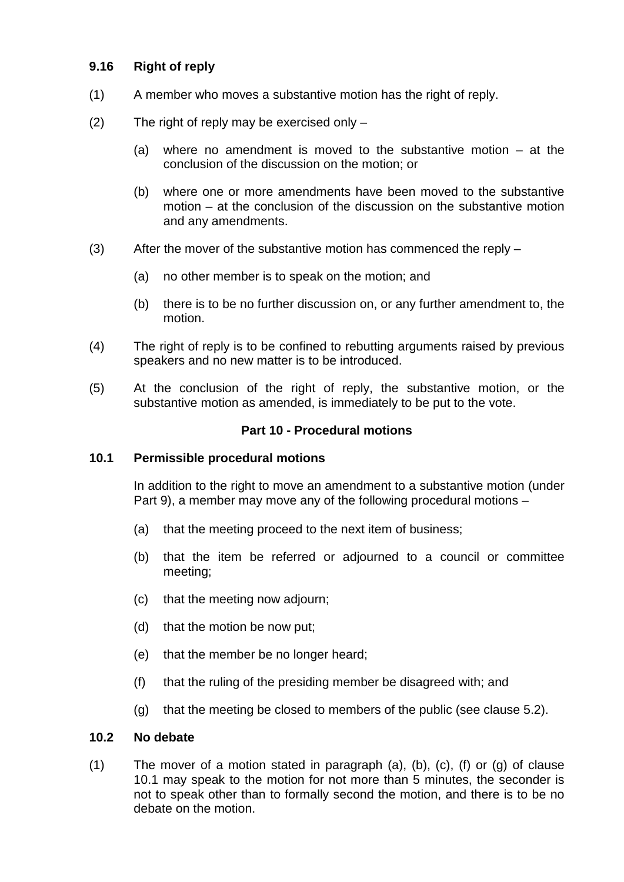### 9.16 Right of reply

(1) A member who moves a substantive motion has the right of reply.

(2) The right of reply may be exercised only –

  (a) where no amendment is moved to the substantive motion – at the conclusion of the discussion on the motion; or

  (b) where one or more amendments have been moved to the substantive motion – at the conclusion of the discussion on the substantive motion and any amendments.

(3) After the mover of the substantive motion has commenced the reply –

  (a) no other member is to speak on the motion; and

  (b) there is to be no further discussion on, or any further amendment to, the motion.

(4) The right of reply is to be confined to rebutting arguments raised by previous speakers and no new matter is to be introduced.

(5) At the conclusion of the right of reply, the substantive motion, or the substantive motion as amended, is immediately to be put to the vote.

## Part 10 - Procedural motions

### 10.1 Permissible procedural motions

In addition to the right to move an amendment to a substantive motion (under Part 9), a member may move any of the following procedural motions –

  (a) that the meeting proceed to the next item of business;

  (b) that the item be referred or adjourned to a council or committee meeting;

  (c) that the meeting now adjourn;

  (d) that the motion be now put;

  (e) that the member be no longer heard;

  (f) that the ruling of the presiding member be disagreed with; and

  (g) that the meeting be closed to members of the public (see clause 5.2).

### 10.2 No debate

(1) The mover of a motion stated in paragraph (a), (b), (c), (f) or (g) of clause 10.1 may speak to the motion for not more than 5 minutes, the seconder is not to speak other than to formally second the motion, and there is to be no debate on the motion.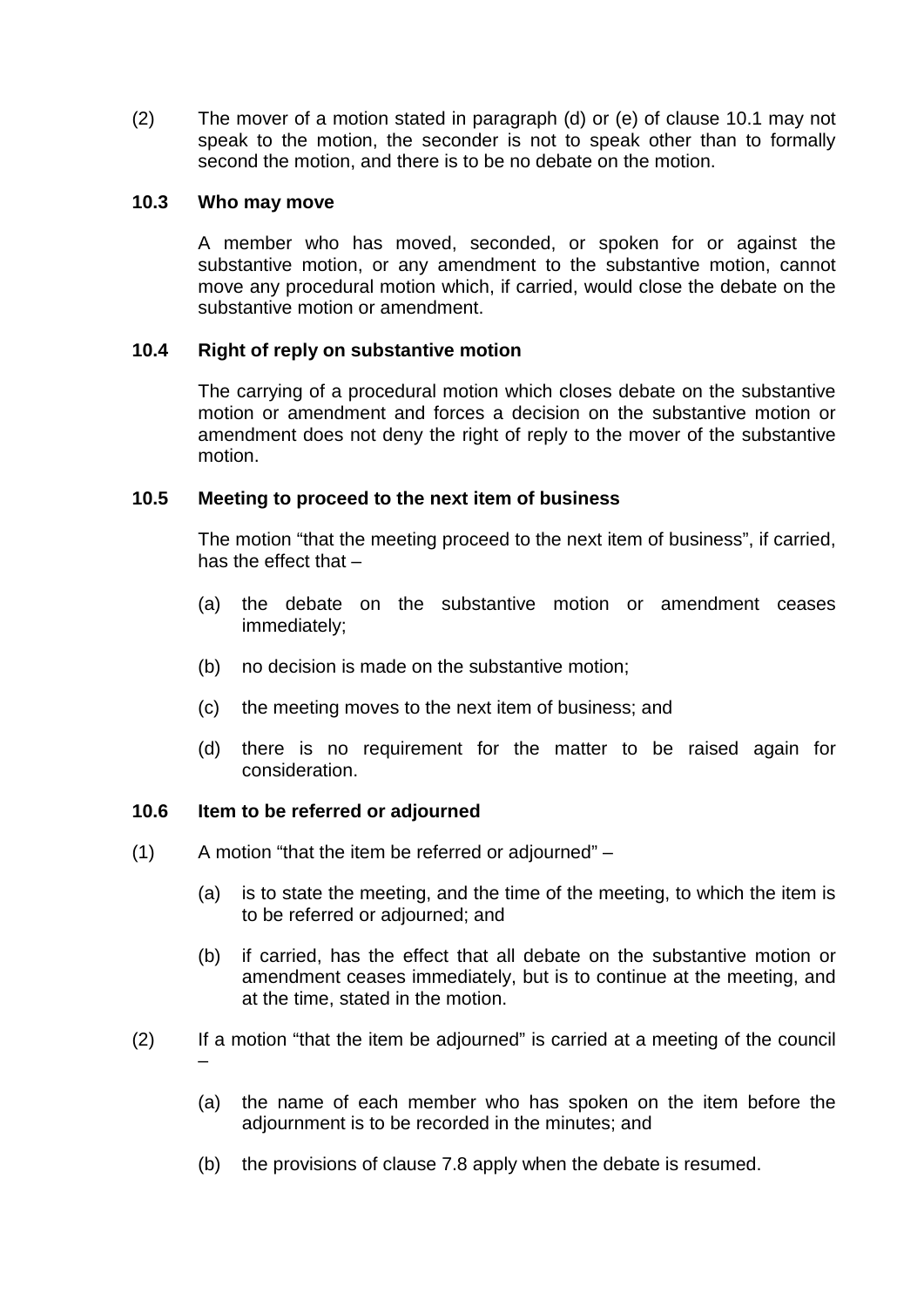(2) The mover of a motion stated in paragraph (d) or (e) of clause 10.1 may not speak to the motion, the seconder is not to speak other than to formally second the motion, and there is to be no debate on the motion.

### 10.3 Who may move

A member who has moved, seconded, or spoken for or against the substantive motion, or any amendment to the substantive motion, cannot move any procedural motion which, if carried, would close the debate on the substantive motion or amendment.

### 10.4 Right of reply on substantive motion

The carrying of a procedural motion which closes debate on the substantive motion or amendment and forces a decision on the substantive motion or amendment does not deny the right of reply to the mover of the substantive motion.

### 10.5 Meeting to proceed to the next item of business

The motion "that the meeting proceed to the next item of business", if carried, has the effect that –

(a) the debate on the substantive motion or amendment ceases immediately;

(b) no decision is made on the substantive motion;

(c) the meeting moves to the next item of business; and

(d) there is no requirement for the matter to be raised again for consideration.

### 10.6 Item to be referred or adjourned

(1) A motion "that the item be referred or adjourned" –

(a) is to state the meeting, and the time of the meeting, to which the item is to be referred or adjourned; and

(b) if carried, has the effect that all debate on the substantive motion or amendment ceases immediately, but is to continue at the meeting, and at the time, stated in the motion.

(2) If a motion "that the item be adjourned" is carried at a meeting of the council –

(a) the name of each member who has spoken on the item before the adjournment is to be recorded in the minutes; and

(b) the provisions of clause 7.8 apply when the debate is resumed.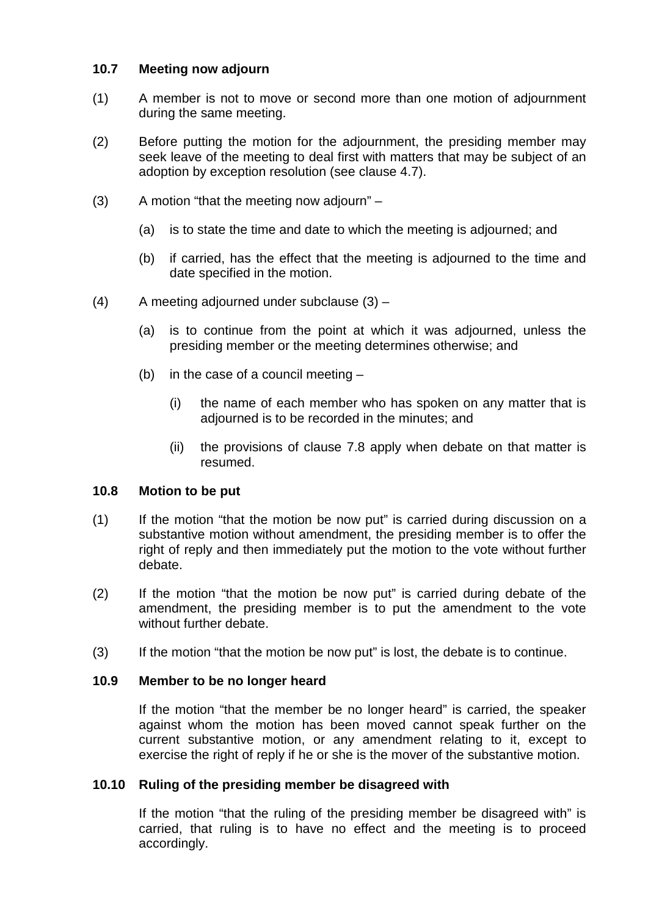### 10.7 Meeting now adjourn

(1) A member is not to move or second more than one motion of adjournment during the same meeting.

(2) Before putting the motion for the adjournment, the presiding member may seek leave of the meeting to deal first with matters that may be subject of an adoption by exception resolution (see clause 4.7).

(3) A motion "that the meeting now adjourn" –

- (a) is to state the time and date to which the meeting is adjourned; and
- (b) if carried, has the effect that the meeting is adjourned to the time and date specified in the motion.

(4) A meeting adjourned under subclause (3) –

- (a) is to continue from the point at which it was adjourned, unless the presiding member or the meeting determines otherwise; and
- (b) in the case of a council meeting –
    - (i) the name of each member who has spoken on any matter that is adjourned is to be recorded in the minutes; and
    - (ii) the provisions of clause 7.8 apply when debate on that matter is resumed.

### 10.8 Motion to be put

(1) If the motion "that the motion be now put" is carried during discussion on a substantive motion without amendment, the presiding member is to offer the right of reply and then immediately put the motion to the vote without further debate.

(2) If the motion "that the motion be now put" is carried during debate of the amendment, the presiding member is to put the amendment to the vote without further debate.

(3) If the motion "that the motion be now put" is lost, the debate is to continue.

### 10.9 Member to be no longer heard

If the motion "that the member be no longer heard" is carried, the speaker against whom the motion has been moved cannot speak further on the current substantive motion, or any amendment relating to it, except to exercise the right of reply if he or she is the mover of the substantive motion.

### 10.10 Ruling of the presiding member be disagreed with

If the motion "that the ruling of the presiding member be disagreed with" is carried, that ruling is to have no effect and the meeting is to proceed accordingly.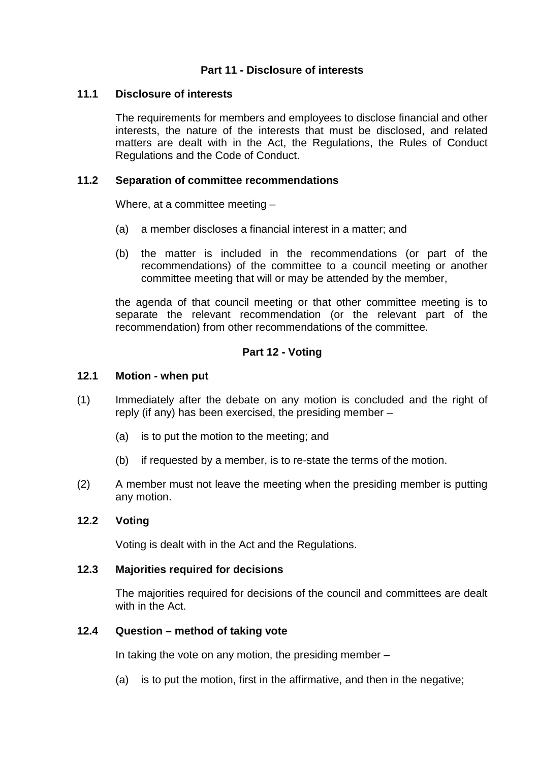## Part 11 - Disclosure of interests

### 11.1 Disclosure of interests

The requirements for members and employees to disclose financial and other interests, the nature of the interests that must be disclosed, and related matters are dealt with in the Act, the Regulations, the Rules of Conduct Regulations and the Code of Conduct.

### 11.2 Separation of committee recommendations

Where, at a committee meeting –

(a) a member discloses a financial interest in a matter; and

(b) the matter is included in the recommendations (or part of the recommendations) of the committee to a council meeting or another committee meeting that will or may be attended by the member,

the agenda of that council meeting or that other committee meeting is to separate the relevant recommendation (or the relevant part of the recommendation) from other recommendations of the committee.

## Part 12 - Voting

### 12.1 Motion - when put

(1) Immediately after the debate on any motion is concluded and the right of reply (if any) has been exercised, the presiding member –

(a) is to put the motion to the meeting; and

(b) if requested by a member, is to re-state the terms of the motion.

(2) A member must not leave the meeting when the presiding member is putting any motion.

### 12.2 Voting

Voting is dealt with in the Act and the Regulations.

### 12.3 Majorities required for decisions

The majorities required for decisions of the council and committees are dealt with in the Act.

### 12.4 Question – method of taking vote

In taking the vote on any motion, the presiding member –

(a) is to put the motion, first in the affirmative, and then in the negative;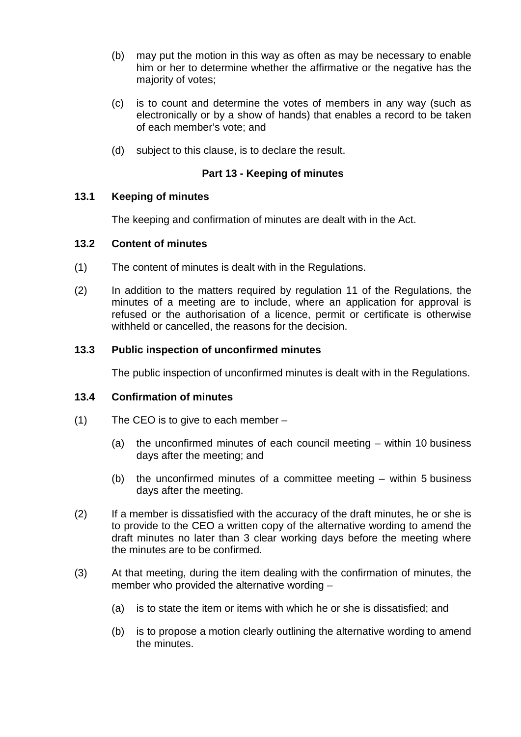(b) may put the motion in this way as often as may be necessary to enable him or her to determine whether the affirmative or the negative has the majority of votes;

(c) is to count and determine the votes of members in any way (such as electronically or by a show of hands) that enables a record to be taken of each member's vote; and

(d) subject to this clause, is to declare the result.

## Part 13 - Keeping of minutes

### 13.1 Keeping of minutes

The keeping and confirmation of minutes are dealt with in the Act.

### 13.2 Content of minutes

(1) The content of minutes is dealt with in the Regulations.

(2) In addition to the matters required by regulation 11 of the Regulations, the minutes of a meeting are to include, where an application for approval is refused or the authorisation of a licence, permit or certificate is otherwise withheld or cancelled, the reasons for the decision.

### 13.3 Public inspection of unconfirmed minutes

The public inspection of unconfirmed minutes is dealt with in the Regulations.

### 13.4 Confirmation of minutes

(1) The CEO is to give to each member –

(a) the unconfirmed minutes of each council meeting – within 10 business days after the meeting; and

(b) the unconfirmed minutes of a committee meeting – within 5 business days after the meeting.

(2) If a member is dissatisfied with the accuracy of the draft minutes, he or she is to provide to the CEO a written copy of the alternative wording to amend the draft minutes no later than 3 clear working days before the meeting where the minutes are to be confirmed.

(3) At that meeting, during the item dealing with the confirmation of minutes, the member who provided the alternative wording –

(a) is to state the item or items with which he or she is dissatisfied; and

(b) is to propose a motion clearly outlining the alternative wording to amend the minutes.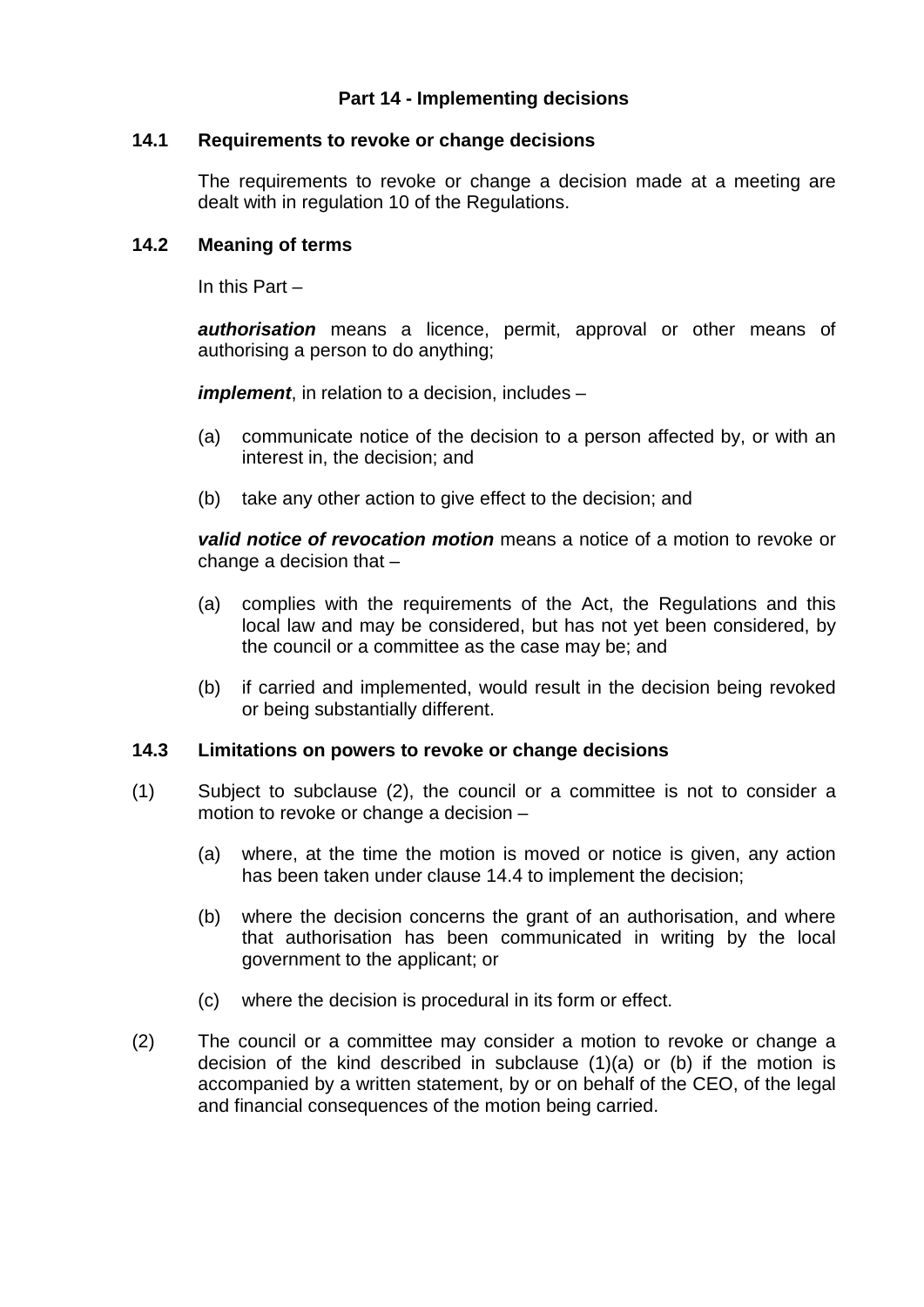## Part 14 - Implementing decisions

### 14.1 Requirements to revoke or change decisions

The requirements to revoke or change a decision made at a meeting are dealt with in regulation 10 of the Regulations.

### 14.2 Meaning of terms

In this Part –

***authorisation*** means a licence, permit, approval or other means of authorising a person to do anything;

***implement***, in relation to a decision, includes –

(a) communicate notice of the decision to a person affected by, or with an interest in, the decision; and

(b) take any other action to give effect to the decision; and

***valid notice of revocation motion*** means a notice of a motion to revoke or change a decision that –

(a) complies with the requirements of the Act, the Regulations and this local law and may be considered, but has not yet been considered, by the council or a committee as the case may be; and

(b) if carried and implemented, would result in the decision being revoked or being substantially different.

### 14.3 Limitations on powers to revoke or change decisions

(1) Subject to subclause (2), the council or a committee is not to consider a motion to revoke or change a decision –

(a) where, at the time the motion is moved or notice is given, any action has been taken under clause 14.4 to implement the decision;

(b) where the decision concerns the grant of an authorisation, and where that authorisation has been communicated in writing by the local government to the applicant; or

(c) where the decision is procedural in its form or effect.

(2) The council or a committee may consider a motion to revoke or change a decision of the kind described in subclause (1)(a) or (b) if the motion is accompanied by a written statement, by or on behalf of the CEO, of the legal and financial consequences of the motion being carried.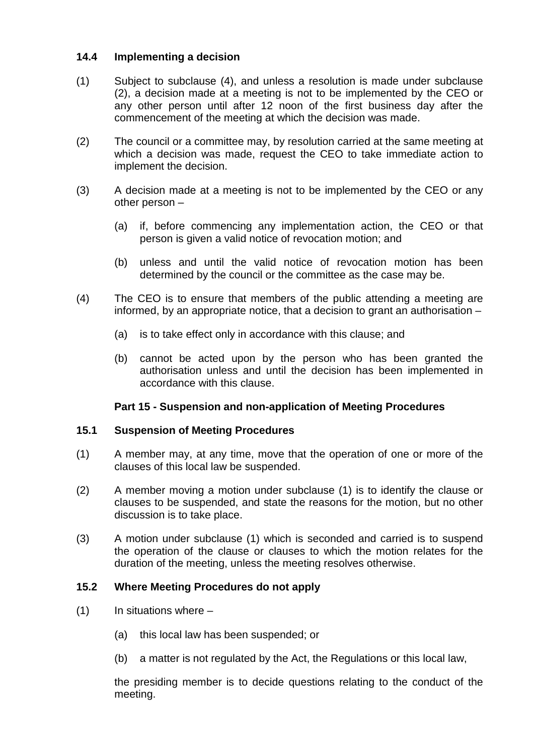### 14.4 Implementing a decision

(1) Subject to subclause (4), and unless a resolution is made under subclause (2), a decision made at a meeting is not to be implemented by the CEO or any other person until after 12 noon of the first business day after the commencement of the meeting at which the decision was made.

(2) The council or a committee may, by resolution carried at the same meeting at which a decision was made, request the CEO to take immediate action to implement the decision.

(3) A decision made at a meeting is not to be implemented by the CEO or any other person –

   (a) if, before commencing any implementation action, the CEO or that person is given a valid notice of revocation motion; and

   (b) unless and until the valid notice of revocation motion has been determined by the council or the committee as the case may be.

(4) The CEO is to ensure that members of the public attending a meeting are informed, by an appropriate notice, that a decision to grant an authorisation –

   (a) is to take effect only in accordance with this clause; and

   (b) cannot be acted upon by the person who has been granted the authorisation unless and until the decision has been implemented in accordance with this clause.

## Part 15 - Suspension and non-application of Meeting Procedures

### 15.1 Suspension of Meeting Procedures

(1) A member may, at any time, move that the operation of one or more of the clauses of this local law be suspended.

(2) A member moving a motion under subclause (1) is to identify the clause or clauses to be suspended, and state the reasons for the motion, but no other discussion is to take place.

(3) A motion under subclause (1) which is seconded and carried is to suspend the operation of the clause or clauses to which the motion relates for the duration of the meeting, unless the meeting resolves otherwise.

### 15.2 Where Meeting Procedures do not apply

(1) In situations where –

   (a) this local law has been suspended; or

   (b) a matter is not regulated by the Act, the Regulations or this local law,

   the presiding member is to decide questions relating to the conduct of the meeting.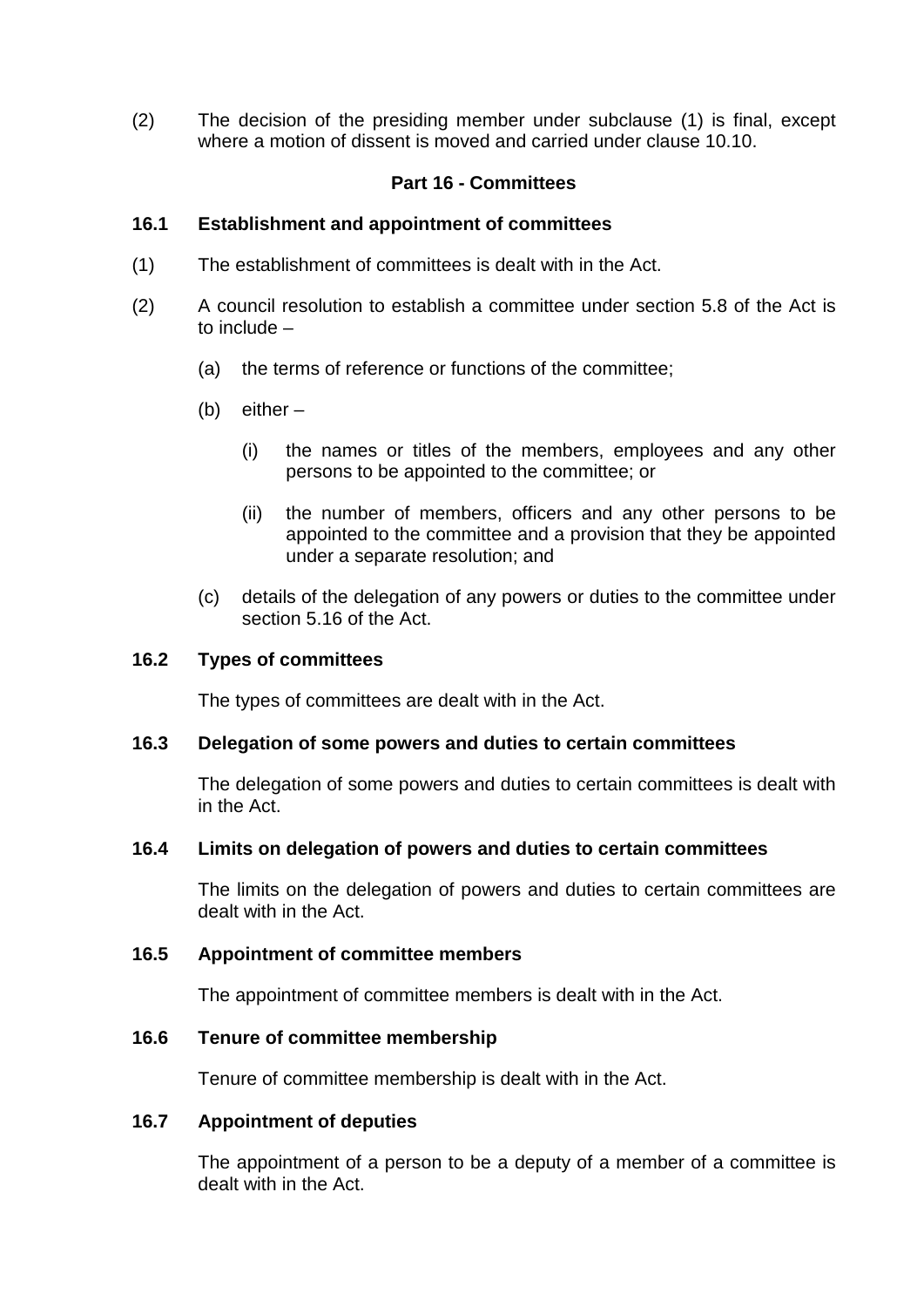(2) The decision of the presiding member under subclause (1) is final, except where a motion of dissent is moved and carried under clause 10.10.

## Part 16 - Committees

### 16.1 Establishment and appointment of committees

(1) The establishment of committees is dealt with in the Act.

(2) A council resolution to establish a committee under section 5.8 of the Act is to include –

(a) the terms of reference or functions of the committee;

(b) either –

(i) the names or titles of the members, employees and any other persons to be appointed to the committee; or

(ii) the number of members, officers and any other persons to be appointed to the committee and a provision that they be appointed under a separate resolution; and

(c) details of the delegation of any powers or duties to the committee under section 5.16 of the Act.

### 16.2 Types of committees

The types of committees are dealt with in the Act.

### 16.3 Delegation of some powers and duties to certain committees

The delegation of some powers and duties to certain committees is dealt with in the Act.

### 16.4 Limits on delegation of powers and duties to certain committees

The limits on the delegation of powers and duties to certain committees are dealt with in the Act.

### 16.5 Appointment of committee members

The appointment of committee members is dealt with in the Act.

### 16.6 Tenure of committee membership

Tenure of committee membership is dealt with in the Act.

### 16.7 Appointment of deputies

The appointment of a person to be a deputy of a member of a committee is dealt with in the Act.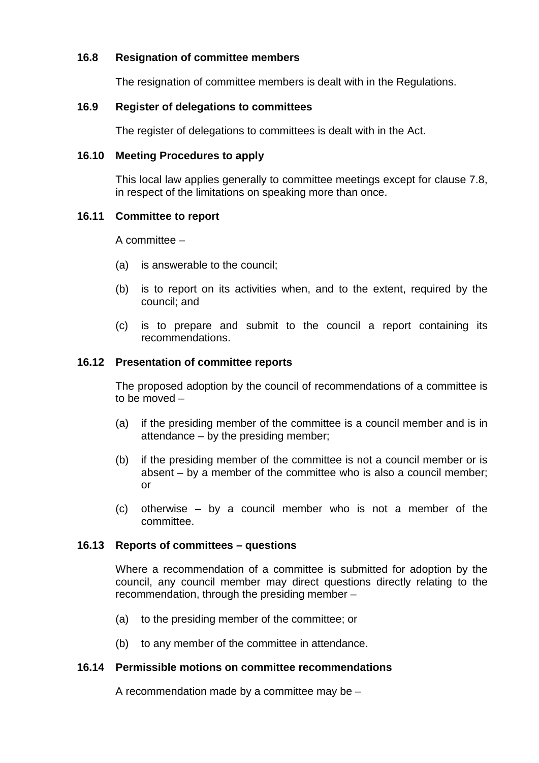### 16.8 Resignation of committee members

The resignation of committee members is dealt with in the Regulations.

### 16.9 Register of delegations to committees

The register of delegations to committees is dealt with in the Act.

### 16.10 Meeting Procedures to apply

This local law applies generally to committee meetings except for clause 7.8, in respect of the limitations on speaking more than once.

### 16.11 Committee to report

A committee –

(a) is answerable to the council;

(b) is to report on its activities when, and to the extent, required by the council; and

(c) is to prepare and submit to the council a report containing its recommendations.

### 16.12 Presentation of committee reports

The proposed adoption by the council of recommendations of a committee is to be moved –

(a) if the presiding member of the committee is a council member and is in attendance – by the presiding member;

(b) if the presiding member of the committee is not a council member or is absent – by a member of the committee who is also a council member; or

(c) otherwise – by a council member who is not a member of the committee.

### 16.13 Reports of committees – questions

Where a recommendation of a committee is submitted for adoption by the council, any council member may direct questions directly relating to the recommendation, through the presiding member –

(a) to the presiding member of the committee; or

(b) to any member of the committee in attendance.

### 16.14 Permissible motions on committee recommendations

A recommendation made by a committee may be –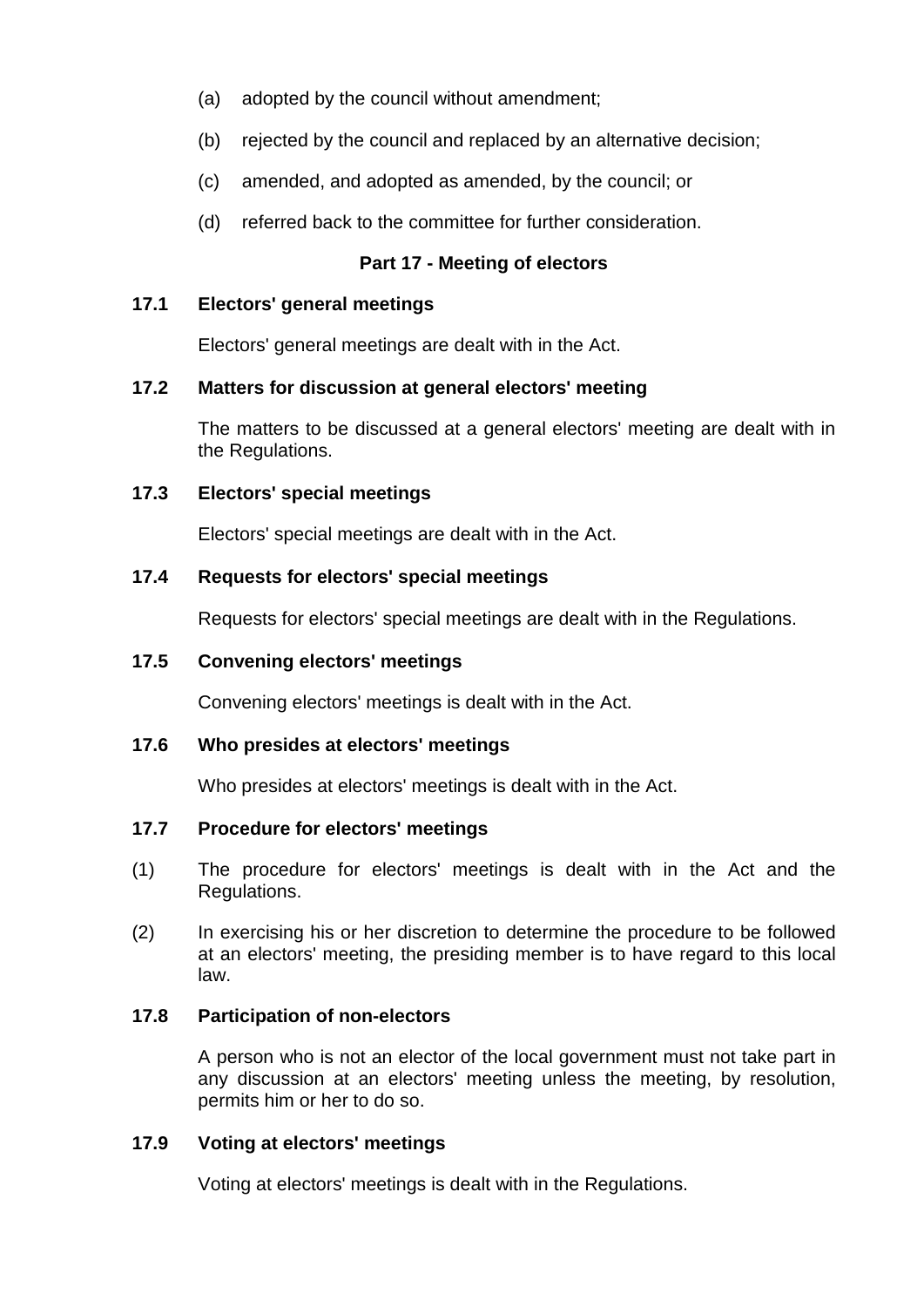(a) adopted by the council without amendment;

(b) rejected by the council and replaced by an alternative decision;

(c) amended, and adopted as amended, by the council; or

(d) referred back to the committee for further consideration.

## Part 17 - Meeting of electors

### 17.1 Electors' general meetings

Electors' general meetings are dealt with in the Act.

### 17.2 Matters for discussion at general electors' meeting

The matters to be discussed at a general electors' meeting are dealt with in the Regulations.

### 17.3 Electors' special meetings

Electors' special meetings are dealt with in the Act.

### 17.4 Requests for electors' special meetings

Requests for electors' special meetings are dealt with in the Regulations.

### 17.5 Convening electors' meetings

Convening electors' meetings is dealt with in the Act.

### 17.6 Who presides at electors' meetings

Who presides at electors' meetings is dealt with in the Act.

### 17.7 Procedure for electors' meetings

(1) The procedure for electors' meetings is dealt with in the Act and the Regulations.

(2) In exercising his or her discretion to determine the procedure to be followed at an electors' meeting, the presiding member is to have regard to this local law.

### 17.8 Participation of non-electors

A person who is not an elector of the local government must not take part in any discussion at an electors' meeting unless the meeting, by resolution, permits him or her to do so.

### 17.9 Voting at electors' meetings

Voting at electors' meetings is dealt with in the Regulations.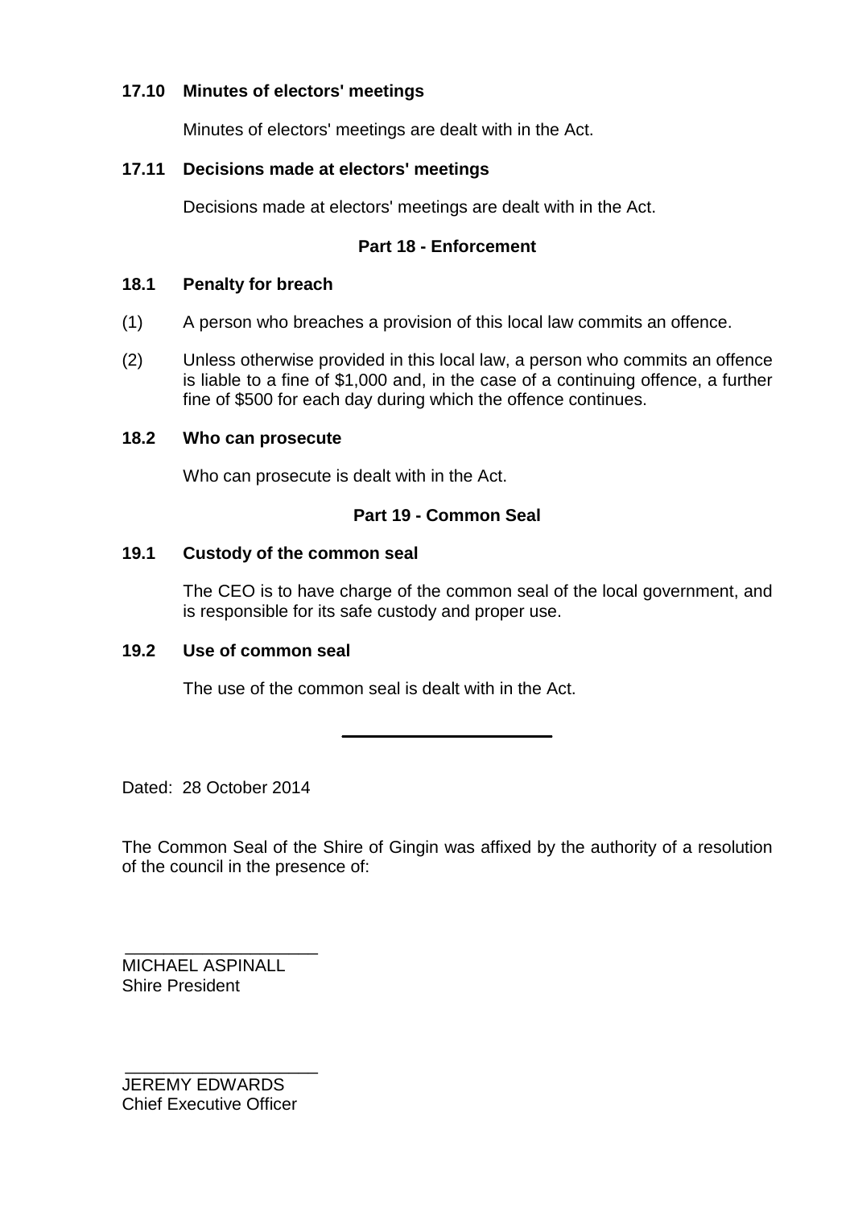### 17.10 Minutes of electors' meetings

Minutes of electors' meetings are dealt with in the Act.

### 17.11 Decisions made at electors' meetings

Decisions made at electors' meetings are dealt with in the Act.

## Part 18 - Enforcement

### 18.1 Penalty for breach

(1) A person who breaches a provision of this local law commits an offence.

(2) Unless otherwise provided in this local law, a person who commits an offence is liable to a fine of $1,000 and, in the case of a continuing offence, a further fine of $500 for each day during which the offence continues.

### 18.2 Who can prosecute

Who can prosecute is dealt with in the Act.

## Part 19 - Common Seal

### 19.1 Custody of the common seal

The CEO is to have charge of the common seal of the local government, and is responsible for its safe custody and proper use.

### 19.2 Use of common seal

The use of the common seal is dealt with in the Act.

---

Dated: 28 October 2014

The Common Seal of the Shire of Gingin was affixed by the authority of a resolution of the council in the presence of:

\_\_\_\_\_\_\_\_\_\_\_\_\_\_\_\_\_\_\_\_
MICHAEL ASPINALL
Shire President

\_\_\_\_\_\_\_\_\_\_\_\_\_\_\_\_\_\_\_\_
JEREMY EDWARDS
Chief Executive Officer